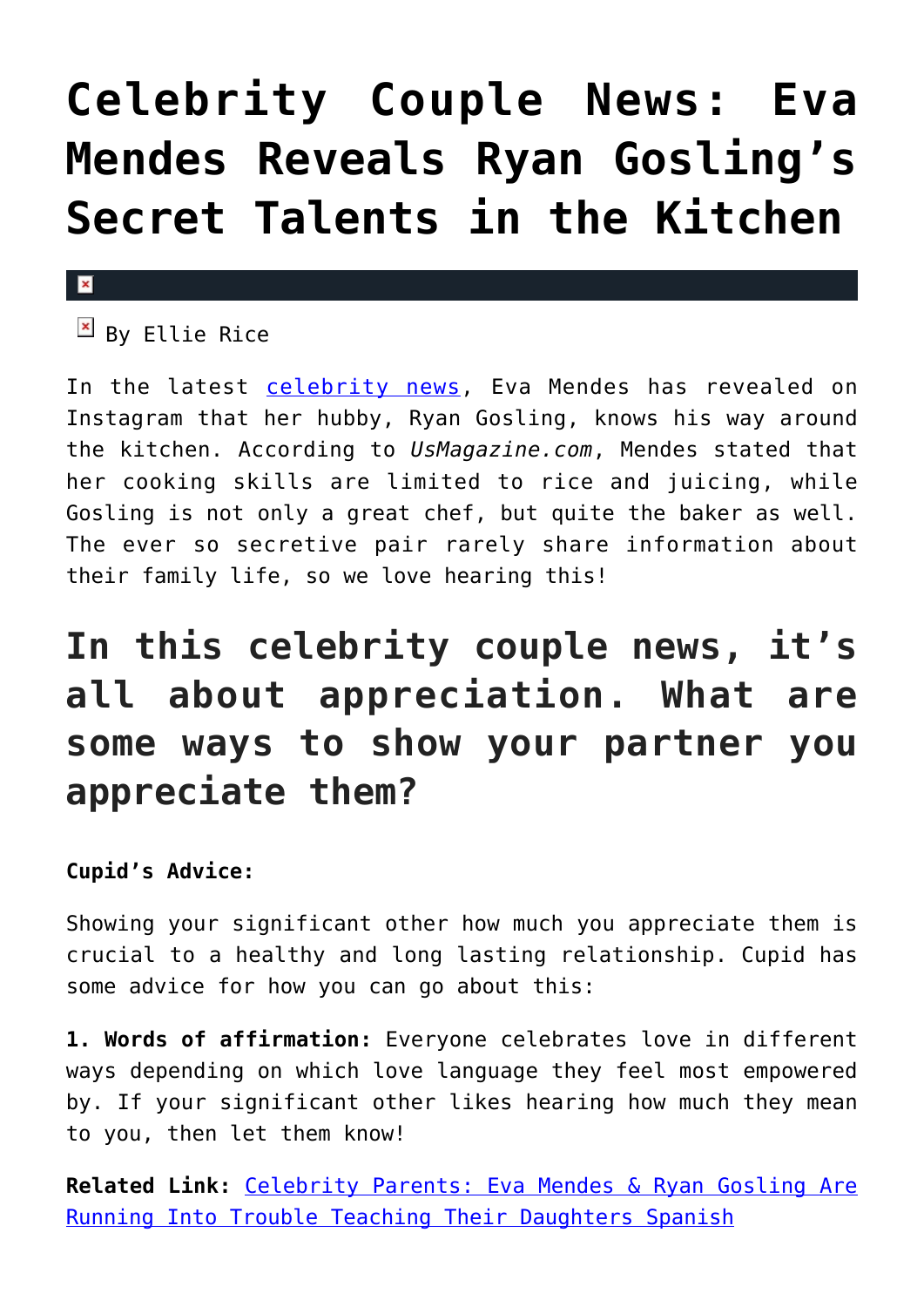# Celebrity Couple News: Eva Mendes Reveals Ryan Gosling's Secret Talents in the Kitchen

By Ellie Rice

In the latest celebrity news, Eva Mendes has revealed on Instagram that her hubby, Ryan Gosling, knows his way around the kitchen. According to *UsMagazine.com*, Mendes stated that her cooking skills are limited to rice and juicing, while Gosling is not only a great chef, but quite the baker as well. The ever so secretive pair rarely share information about their family life, so we love hearing this!

## In this celebrity couple news, it's all about appreciation. What are some ways to show your partner you appreciate them?

**Cupid's Advice:**

Showing your significant other how much you appreciate them is crucial to a healthy and long lasting relationship. Cupid has some advice for how you can go about this:

**1. Words of affirmation:** Everyone celebrates love in different ways depending on which love language they feel most empowered by. If your significant other likes hearing how much they mean to you, then let them know!

**Related Link:** Celebrity Parents: Eva Mendes & Ryan Gosling Are Running Into Trouble Teaching Their Daughters Spanish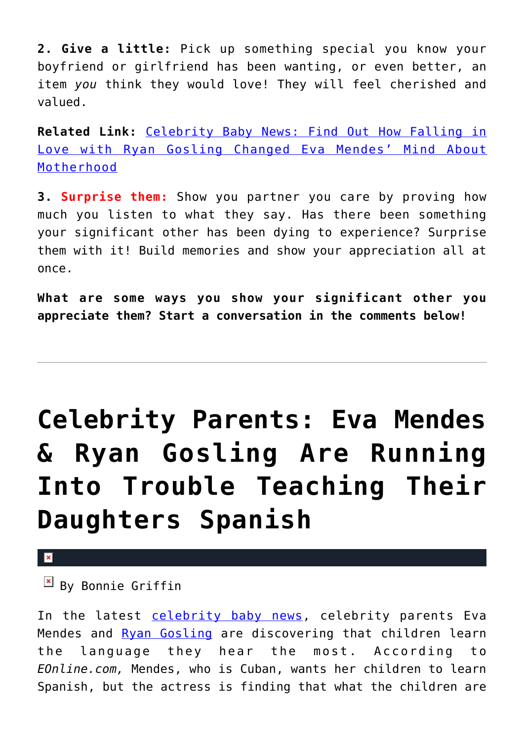**2. Give a little:** Pick up something special you know your boyfriend or girlfriend has been wanting, or even better, an item *you* think they would love! They will feel cherished and valued.

**Related Link:** [Celebrity Baby News: Find Out How Falling in Love with Ryan Gosling Changed Eva Mendes' Mind About Motherhood]()

**3. Surprise them:** Show you partner you care by proving how much you listen to what they say. Has there been something your significant other has been dying to experience? Surprise them with it! Build memories and show your appreciation all at once.

**What are some ways you show your significant other you appreciate them? Start a conversation in the comments below!**

---

# Celebrity Parents: Eva Mendes & Ryan Gosling Are Running Into Trouble Teaching Their Daughters Spanish

By Bonnie Griffin

In the latest [celebrity baby news](), celebrity parents Eva Mendes and [Ryan Gosling]() are discovering that children learn the language they hear the most. According to *EOnline.com,* Mendes, who is Cuban, wants her children to learn Spanish, but the actress is finding that what the children are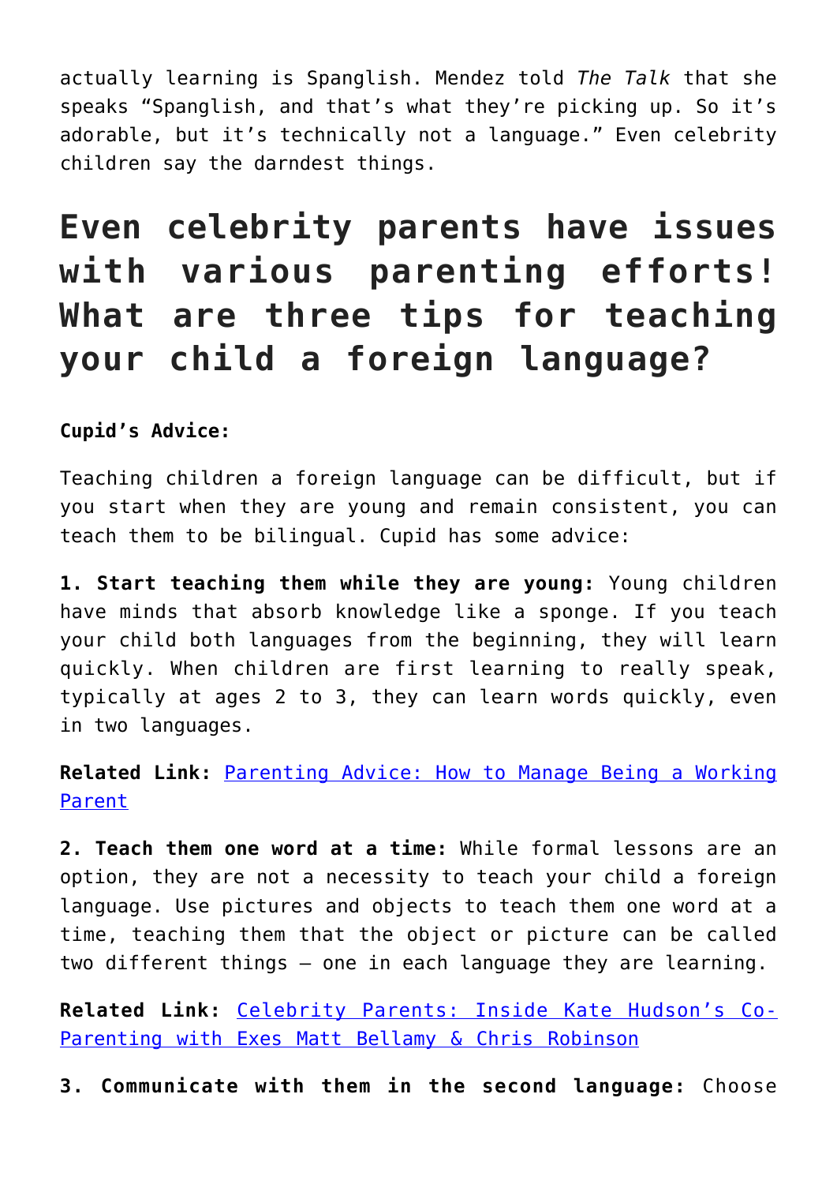actually learning is Spanglish. Mendez told *The Talk* that she speaks "Spanglish, and that's what they're picking up. So it's adorable, but it's technically not a language." Even celebrity children say the darndest things.

# Even celebrity parents have issues with various parenting efforts! What are three tips for teaching your child a foreign language?

**Cupid's Advice:**

Teaching children a foreign language can be difficult, but if you start when they are young and remain consistent, you can teach them to be bilingual. Cupid has some advice:

**1. Start teaching them while they are young:** Young children have minds that absorb knowledge like a sponge. If you teach your child both languages from the beginning, they will learn quickly. When children are first learning to really speak, typically at ages 2 to 3, they can learn words quickly, even in two languages.

**Related Link:** Parenting Advice: How to Manage Being a Working Parent

**2. Teach them one word at a time:** While formal lessons are an option, they are not a necessity to teach your child a foreign language. Use pictures and objects to teach them one word at a time, teaching them that the object or picture can be called two different things — one in each language they are learning.

**Related Link:** Celebrity Parents: Inside Kate Hudson's Co-Parenting with Exes Matt Bellamy & Chris Robinson

**3. Communicate with them in the second language:** Choose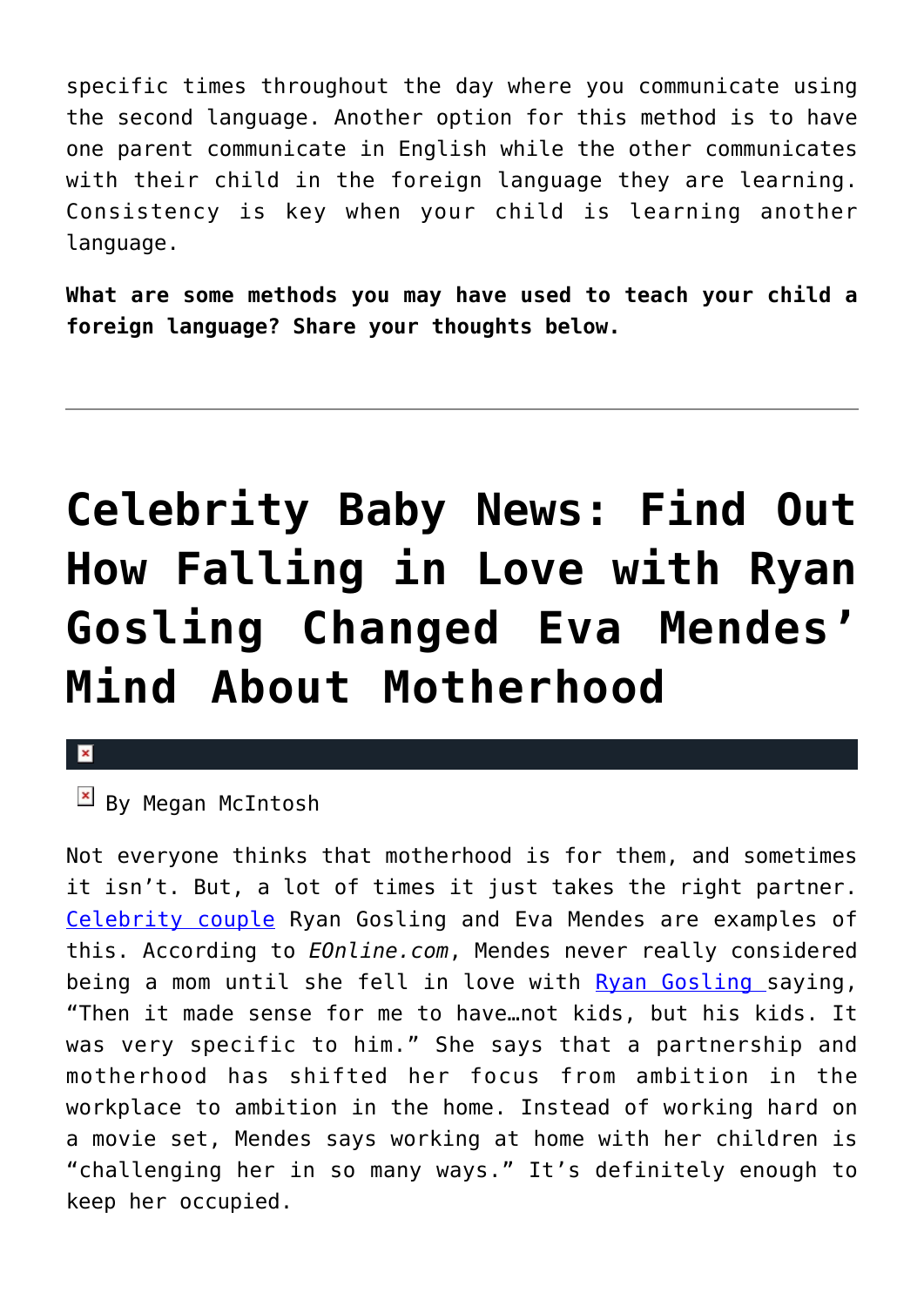specific times throughout the day where you communicate using the second language. Another option for this method is to have one parent communicate in English while the other communicates with their child in the foreign language they are learning. Consistency is key when your child is learning another language.

**What are some methods you may have used to teach your child a foreign language? Share your thoughts below.**

---

# Celebrity Baby News: Find Out How Falling in Love with Ryan Gosling Changed Eva Mendes' Mind About Motherhood

By Megan McIntosh

Not everyone thinks that motherhood is for them, and sometimes it isn't. But, a lot of times it just takes the right partner. Celebrity couple Ryan Gosling and Eva Mendes are examples of this. According to *EOnline.com*, Mendes never really considered being a mom until she fell in love with Ryan Gosling saying, "Then it made sense for me to have…not kids, but his kids. It was very specific to him." She says that a partnership and motherhood has shifted her focus from ambition in the workplace to ambition in the home. Instead of working hard on a movie set, Mendes says working at home with her children is "challenging her in so many ways." It's definitely enough to keep her occupied.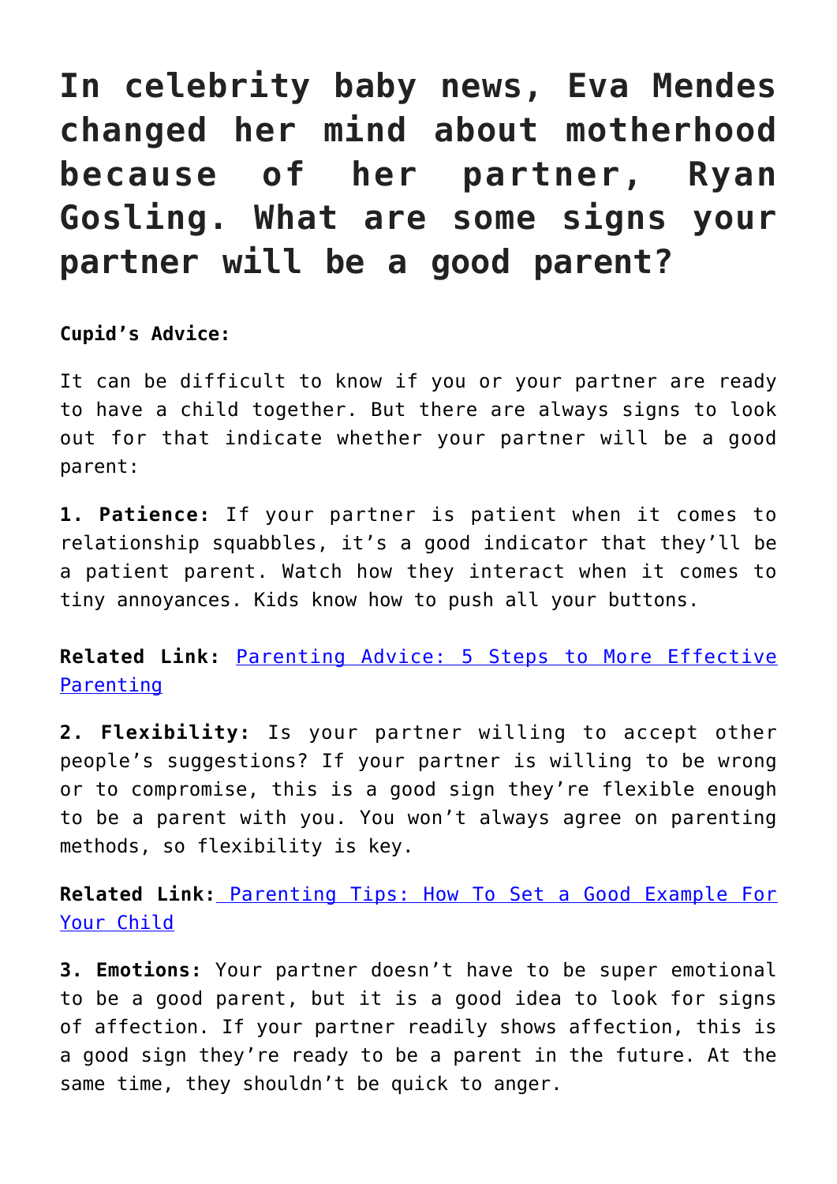# In celebrity baby news, Eva Mendes changed her mind about motherhood because of her partner, Ryan Gosling. What are some signs your partner will be a good parent?

**Cupid's Advice:**

It can be difficult to know if you or your partner are ready to have a child together. But there are always signs to look out for that indicate whether your partner will be a good parent:

**1. Patience:** If your partner is patient when it comes to relationship squabbles, it's a good indicator that they'll be a patient parent. Watch how they interact when it comes to tiny annoyances. Kids know how to push all your buttons.

**Related Link:** [Parenting Advice: 5 Steps to More Effective Parenting]()

**2. Flexibility:** Is your partner willing to accept other people's suggestions? If your partner is willing to be wrong or to compromise, this is a good sign they're flexible enough to be a parent with you. You won't always agree on parenting methods, so flexibility is key.

**Related Link:** [Parenting Tips: How To Set a Good Example For Your Child]()

**3. Emotions:** Your partner doesn't have to be super emotional to be a good parent, but it is a good idea to look for signs of affection. If your partner readily shows affection, this is a good sign they're ready to be a parent in the future. At the same time, they shouldn't be quick to anger.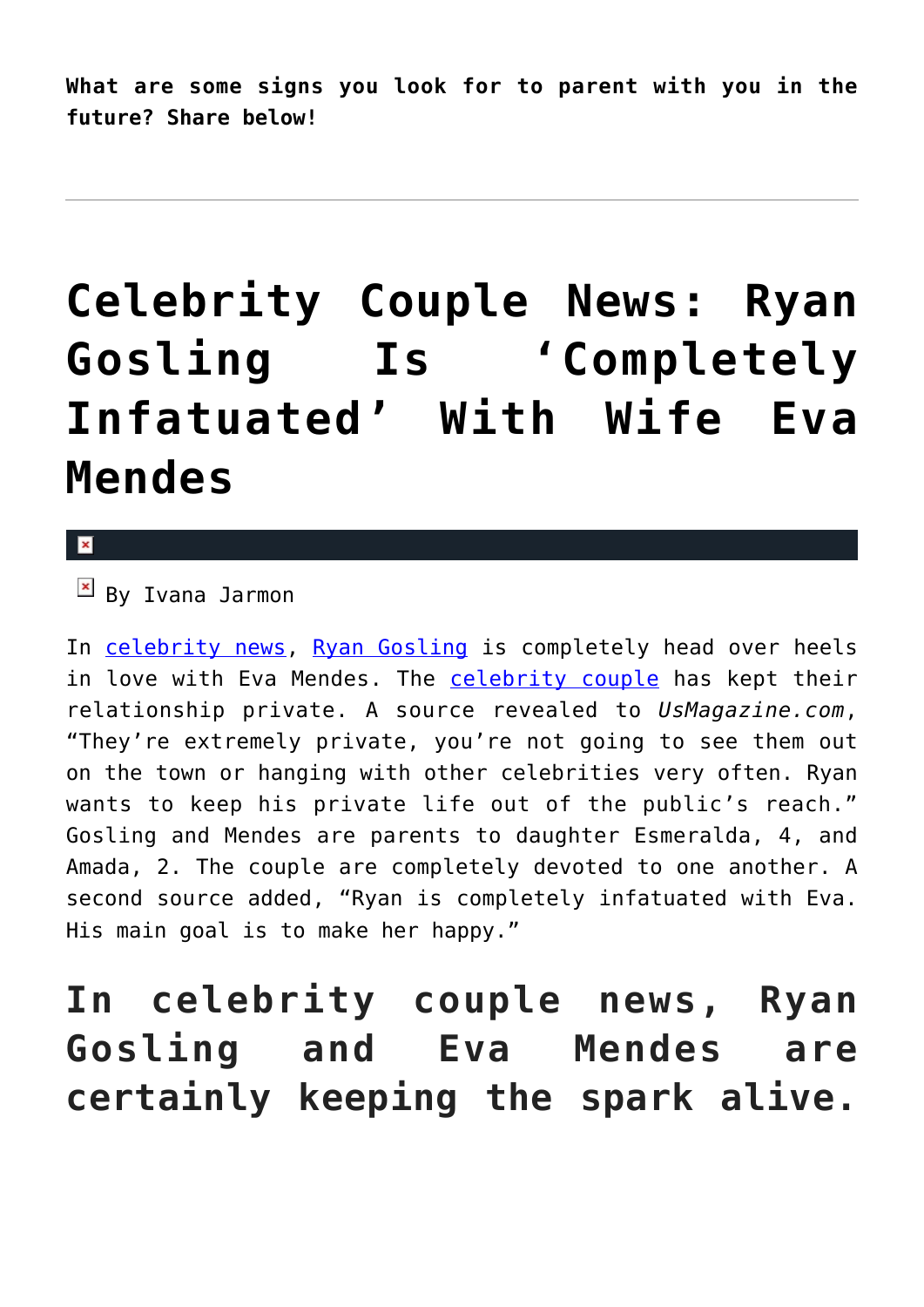**What are some signs you look for to parent with you in the future? Share below!**

---

# Celebrity Couple News: Ryan Gosling Is 'Completely Infatuated' With Wife Eva Mendes

By Ivana Jarmon

In celebrity news, Ryan Gosling is completely head over heels in love with Eva Mendes. The celebrity couple has kept their relationship private. A source revealed to *UsMagazine.com*, "They're extremely private, you're not going to see them out on the town or hanging with other celebrities very often. Ryan wants to keep his private life out of the public's reach." Gosling and Mendes are parents to daughter Esmeralda, 4, and Amada, 2. The couple are completely devoted to one another. A second source added, "Ryan is completely infatuated with Eva. His main goal is to make her happy."

## In celebrity couple news, Ryan Gosling and Eva Mendes are certainly keeping the spark alive.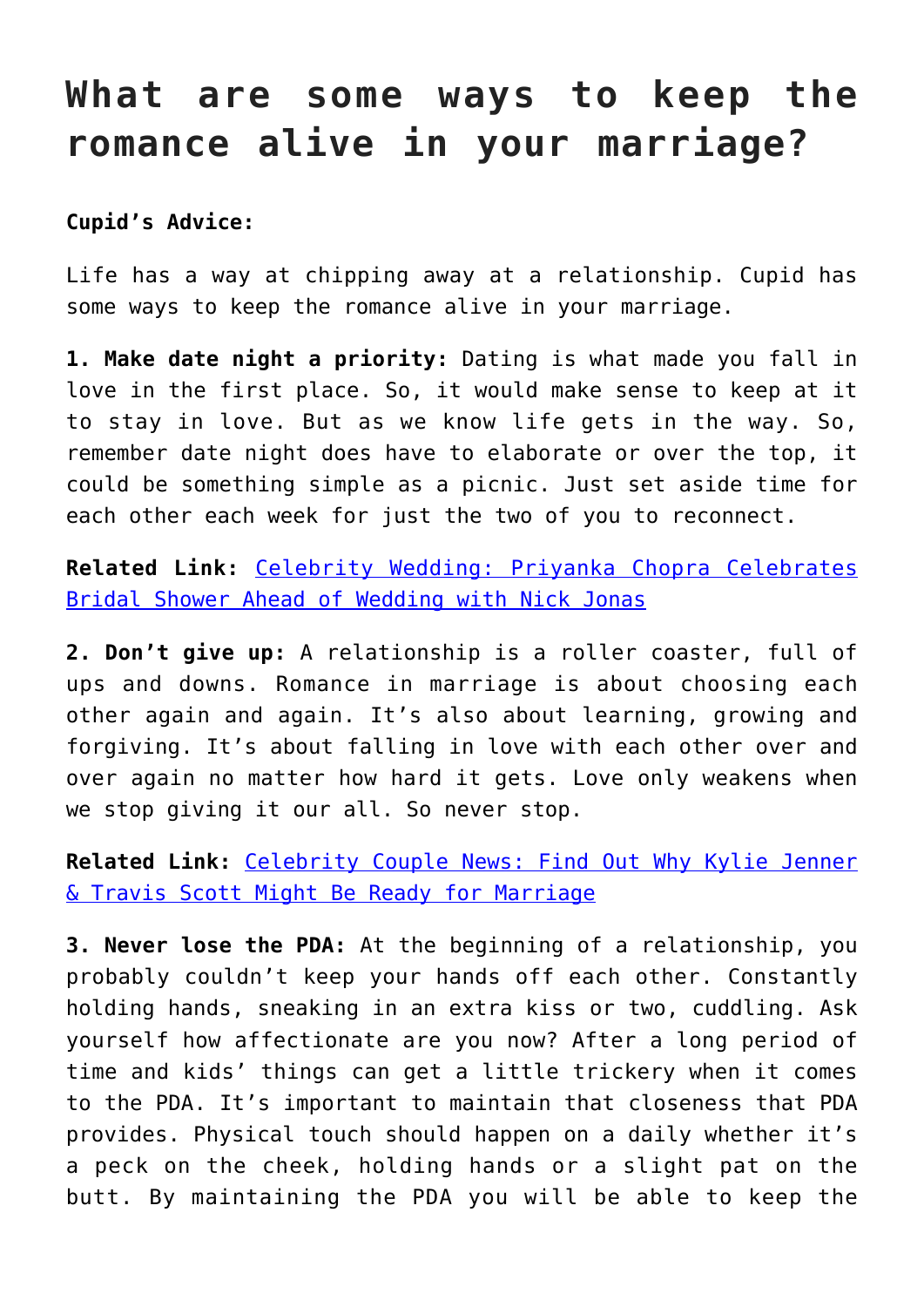# What are some ways to keep the romance alive in your marriage?

**Cupid's Advice:**

Life has a way at chipping away at a relationship. Cupid has some ways to keep the romance alive in your marriage.

**1. Make date night a priority:** Dating is what made you fall in love in the first place. So, it would make sense to keep at it to stay in love. But as we know life gets in the way. So, remember date night does have to elaborate or over the top, it could be something simple as a picnic. Just set aside time for each other each week for just the two of you to reconnect.

**Related Link:** [Celebrity Wedding: Priyanka Chopra Celebrates Bridal Shower Ahead of Wedding with Nick Jonas]()

**2. Don't give up:** A relationship is a roller coaster, full of ups and downs. Romance in marriage is about choosing each other again and again. It's also about learning, growing and forgiving. It's about falling in love with each other over and over again no matter how hard it gets. Love only weakens when we stop giving it our all. So never stop.

**Related Link:** [Celebrity Couple News: Find Out Why Kylie Jenner & Travis Scott Might Be Ready for Marriage]()

**3. Never lose the PDA:** At the beginning of a relationship, you probably couldn't keep your hands off each other. Constantly holding hands, sneaking in an extra kiss or two, cuddling. Ask yourself how affectionate are you now? After a long period of time and kids' things can get a little trickery when it comes to the PDA. It's important to maintain that closeness that PDA provides. Physical touch should happen on a daily whether it's a peck on the cheek, holding hands or a slight pat on the butt. By maintaining the PDA you will be able to keep the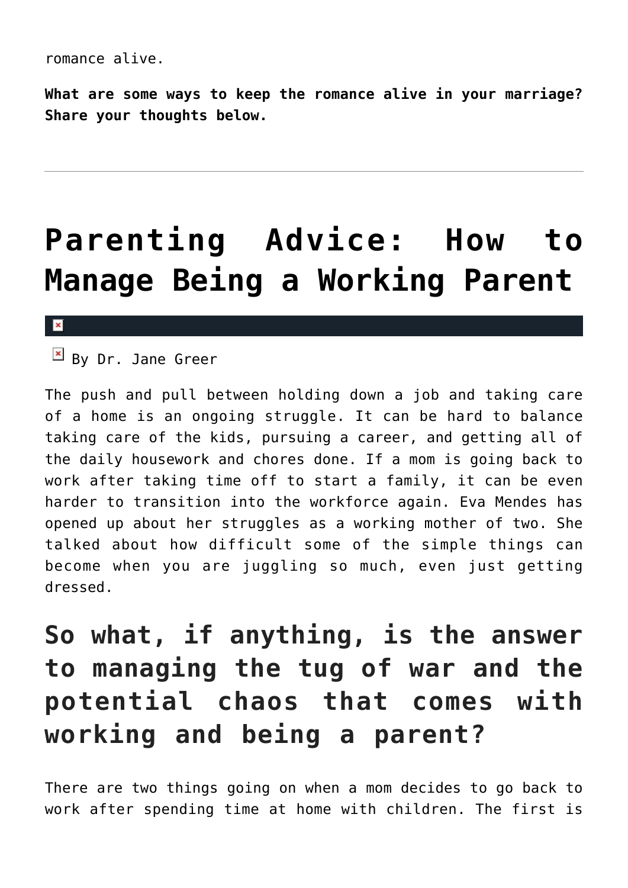romance alive.

**What are some ways to keep the romance alive in your marriage? Share your thoughts below.**

---

# Parenting Advice: How to Manage Being a Working Parent

By Dr. Jane Greer

The push and pull between holding down a job and taking care of a home is an ongoing struggle. It can be hard to balance taking care of the kids, pursuing a career, and getting all of the daily housework and chores done. If a mom is going back to work after taking time off to start a family, it can be even harder to transition into the workforce again. Eva Mendes has opened up about her struggles as a working mother of two. She talked about how difficult some of the simple things can become when you are juggling so much, even just getting dressed.

## So what, if anything, is the answer to managing the tug of war and the potential chaos that comes with working and being a parent?

There are two things going on when a mom decides to go back to work after spending time at home with children. The first is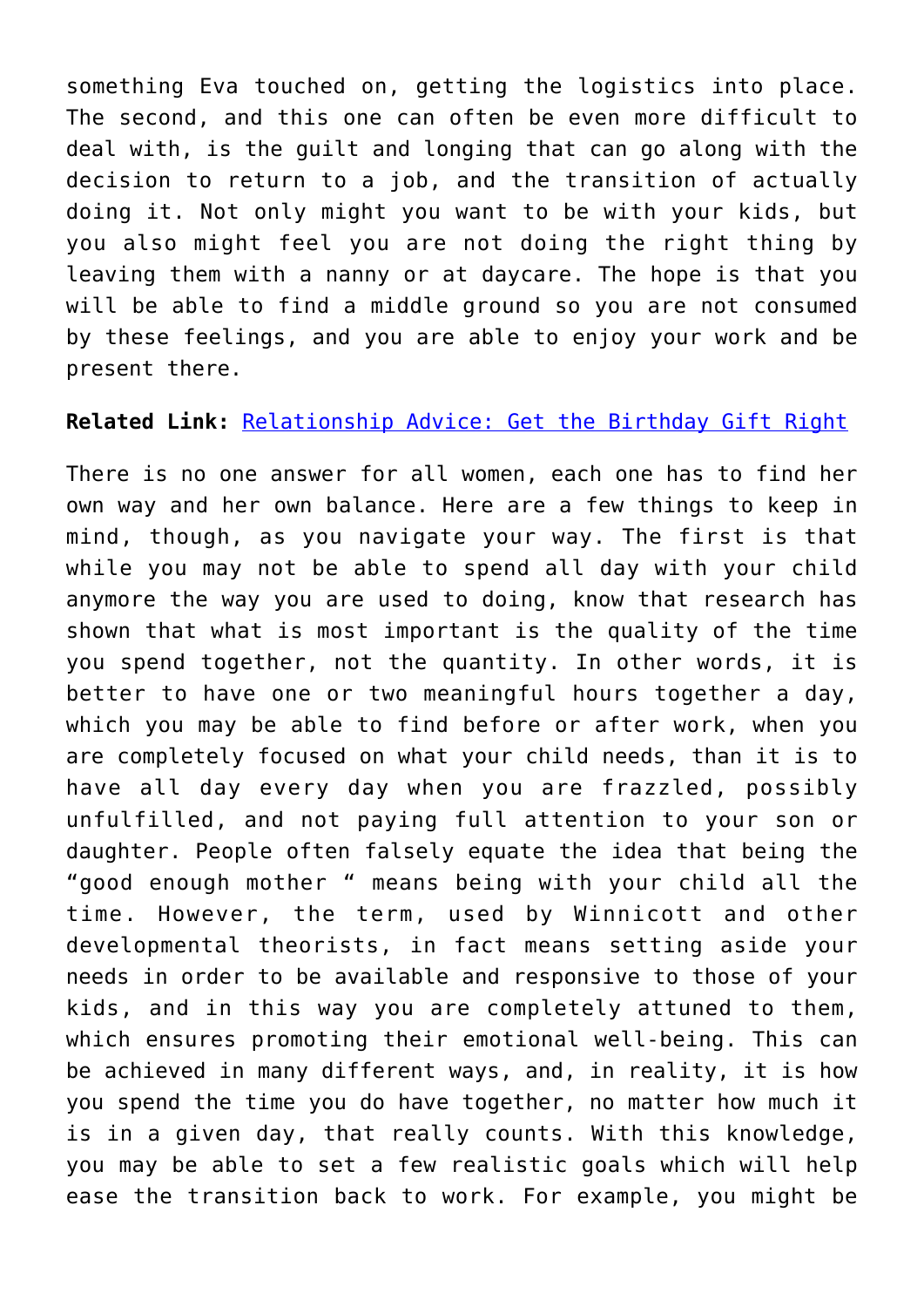something Eva touched on, getting the logistics into place. The second, and this one can often be even more difficult to deal with, is the guilt and longing that can go along with the decision to return to a job, and the transition of actually doing it. Not only might you want to be with your kids, but you also might feel you are not doing the right thing by leaving them with a nanny or at daycare. The hope is that you will be able to find a middle ground so you are not consumed by these feelings, and you are able to enjoy your work and be present there.

**Related Link:** Relationship Advice: Get the Birthday Gift Right

There is no one answer for all women, each one has to find her own way and her own balance. Here are a few things to keep in mind, though, as you navigate your way. The first is that while you may not be able to spend all day with your child anymore the way you are used to doing, know that research has shown that what is most important is the quality of the time you spend together, not the quantity. In other words, it is better to have one or two meaningful hours together a day, which you may be able to find before or after work, when you are completely focused on what your child needs, than it is to have all day every day when you are frazzled, possibly unfulfilled, and not paying full attention to your son or daughter. People often falsely equate the idea that being the "good enough mother " means being with your child all the time. However, the term, used by Winnicott and other developmental theorists, in fact means setting aside your needs in order to be available and responsive to those of your kids, and in this way you are completely attuned to them, which ensures promoting their emotional well-being. This can be achieved in many different ways, and, in reality, it is how you spend the time you do have together, no matter how much it is in a given day, that really counts. With this knowledge, you may be able to set a few realistic goals which will help ease the transition back to work. For example, you might be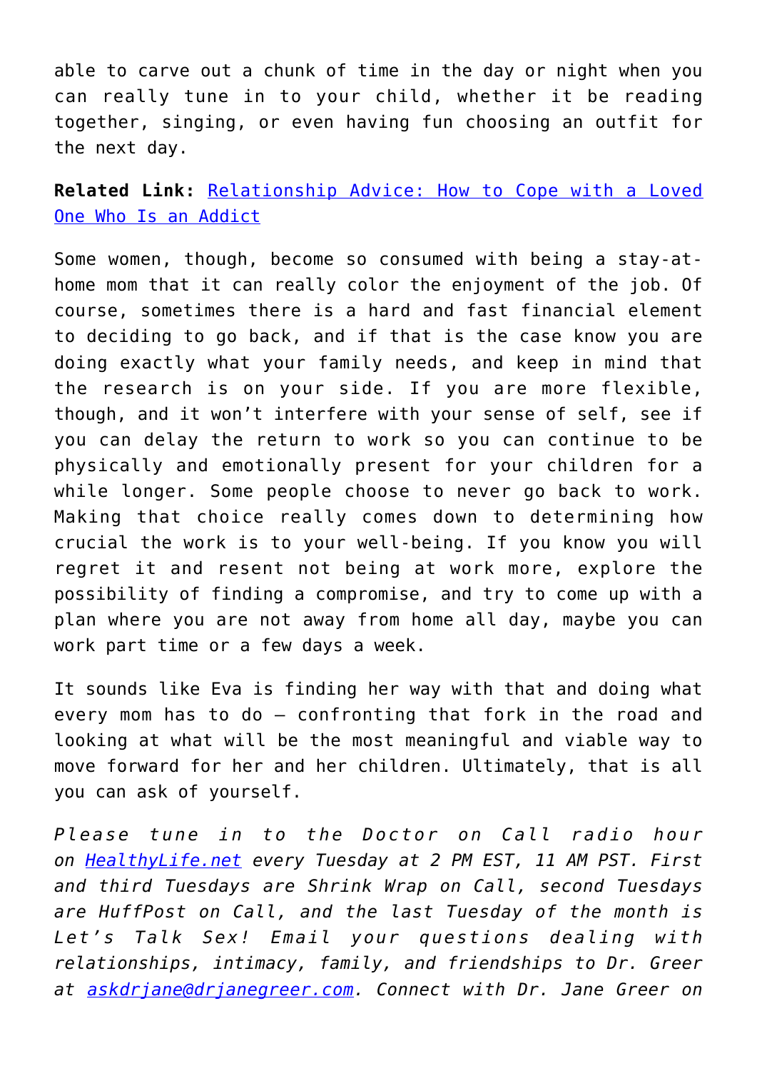able to carve out a chunk of time in the day or night when you can really tune in to your child, whether it be reading together, singing, or even having fun choosing an outfit for the next day.

**Related Link:** [Relationship Advice: How to Cope with a Loved One Who Is an Addict]()

Some women, though, become so consumed with being a stay-at-home mom that it can really color the enjoyment of the job. Of course, sometimes there is a hard and fast financial element to deciding to go back, and if that is the case know you are doing exactly what your family needs, and keep in mind that the research is on your side. If you are more flexible, though, and it won't interfere with your sense of self, see if you can delay the return to work so you can continue to be physically and emotionally present for your children for a while longer. Some people choose to never go back to work. Making that choice really comes down to determining how crucial the work is to your well-being. If you know you will regret it and resent not being at work more, explore the possibility of finding a compromise, and try to come up with a plan where you are not away from home all day, maybe you can work part time or a few days a week.

It sounds like Eva is finding her way with that and doing what every mom has to do — confronting that fork in the road and looking at what will be the most meaningful and viable way to move forward for her and her children. Ultimately, that is all you can ask of yourself.

*Please tune in to the Doctor on Call radio hour on [HealthyLife.net]() every Tuesday at 2 PM EST, 11 AM PST. First and third Tuesdays are Shrink Wrap on Call, second Tuesdays are HuffPost on Call, and the last Tuesday of the month is Let's Talk Sex! Email your questions dealing with relationships, intimacy, family, and friendships to Dr. Greer at [askdrjane@drjanegreer.com](mailto:askdrjane@drjanegreer.com). Connect with Dr. Jane Greer on*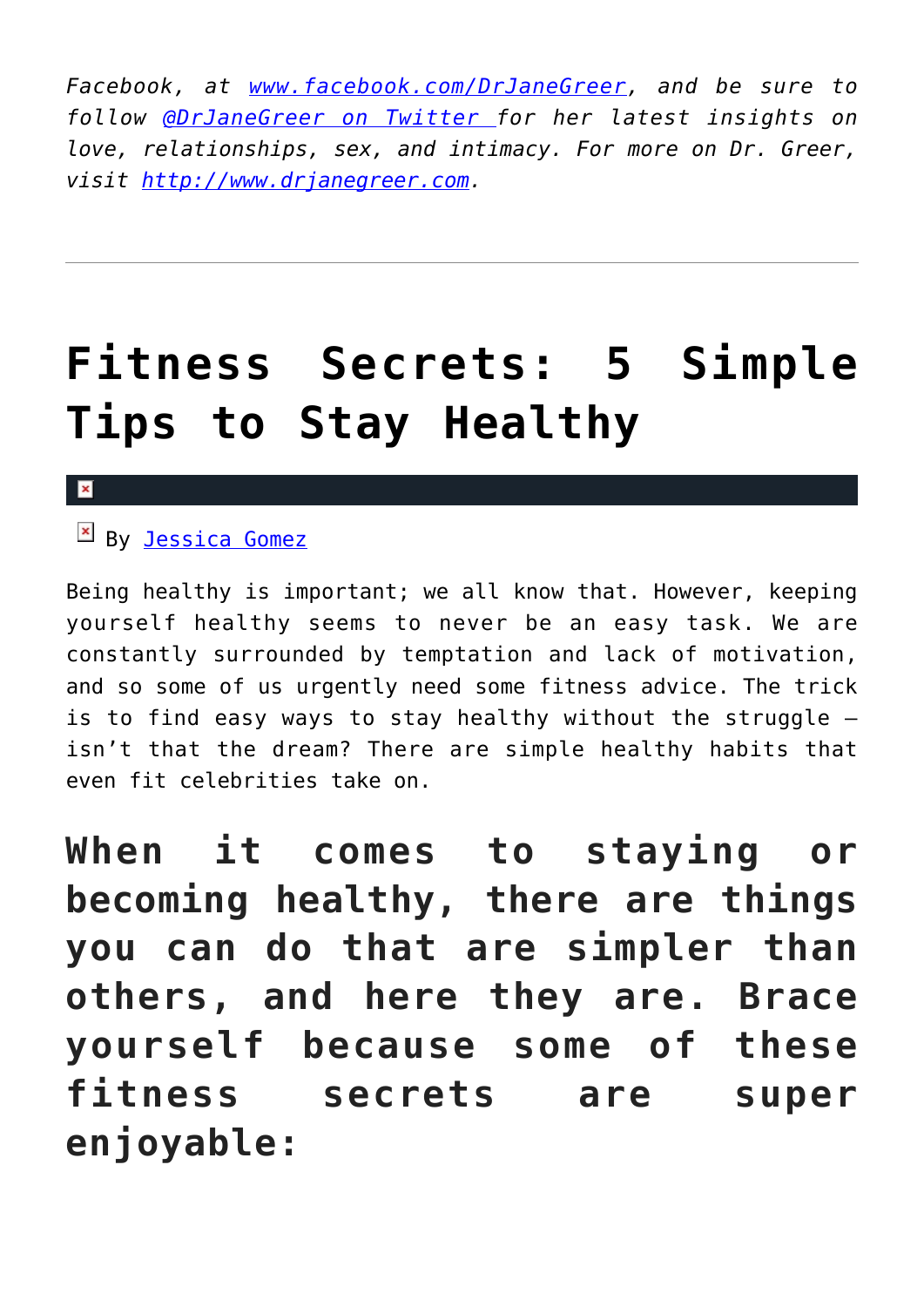*Facebook, at [www.facebook.com/DrJaneGreer](www.facebook.com/DrJaneGreer), and be sure to follow [@DrJaneGreer on Twitter](@DrJaneGreer on Twitter) for her latest insights on love, relationships, sex, and intimacy. For more on Dr. Greer, visit [http://www.drjanegreer.com](http://www.drjanegreer.com).*

---

# Fitness Secrets: 5 Simple Tips to Stay Healthy

By [Jessica Gomez](Jessica Gomez)

Being healthy is important; we all know that. However, keeping yourself healthy seems to never be an easy task. We are constantly surrounded by temptation and lack of motivation, and so some of us urgently need some fitness advice. The trick is to find easy ways to stay healthy without the struggle — isn't that the dream? There are simple healthy habits that even fit celebrities take on.

## When it comes to staying or becoming healthy, there are things you can do that are simpler than others, and here they are. Brace yourself because some of these fitness secrets are super enjoyable: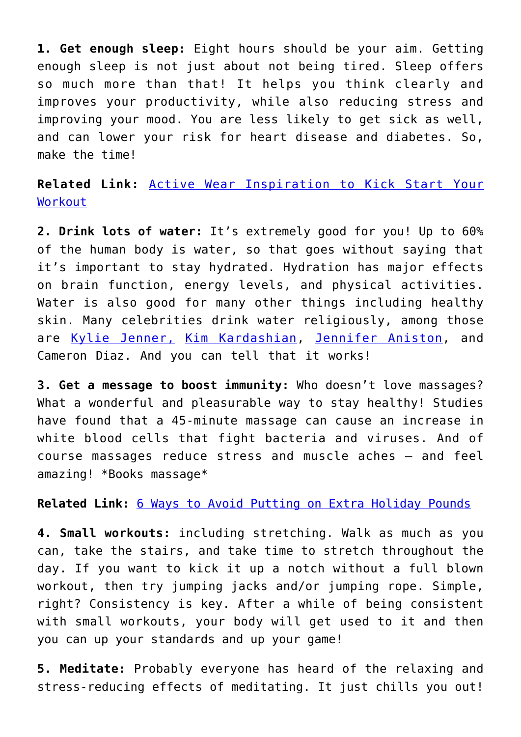**1. Get enough sleep:** Eight hours should be your aim. Getting enough sleep is not just about not being tired. Sleep offers so much more than that! It helps you think clearly and improves your productivity, while also reducing stress and improving your mood. You are less likely to get sick as well, and can lower your risk for heart disease and diabetes. So, make the time!

**Related Link:** Active Wear Inspiration to Kick Start Your Workout

**2. Drink lots of water:** It's extremely good for you! Up to 60% of the human body is water, so that goes without saying that it's important to stay hydrated. Hydration has major effects on brain function, energy levels, and physical activities. Water is also good for many other things including healthy skin. Many celebrities drink water religiously, among those are Kylie Jenner, Kim Kardashian, Jennifer Aniston, and Cameron Diaz. And you can tell that it works!

**3. Get a message to boost immunity:** Who doesn't love massages? What a wonderful and pleasurable way to stay healthy! Studies have found that a 45-minute massage can cause an increase in white blood cells that fight bacteria and viruses. And of course massages reduce stress and muscle aches – and feel amazing! *Books massage*

**Related Link:** 6 Ways to Avoid Putting on Extra Holiday Pounds

**4. Small workouts:** including stretching. Walk as much as you can, take the stairs, and take time to stretch throughout the day. If you want to kick it up a notch without a full blown workout, then try jumping jacks and/or jumping rope. Simple, right? Consistency is key. After a while of being consistent with small workouts, your body will get used to it and then you can up your standards and up your game!

**5. Meditate:** Probably everyone has heard of the relaxing and stress-reducing effects of meditating. It just chills you out!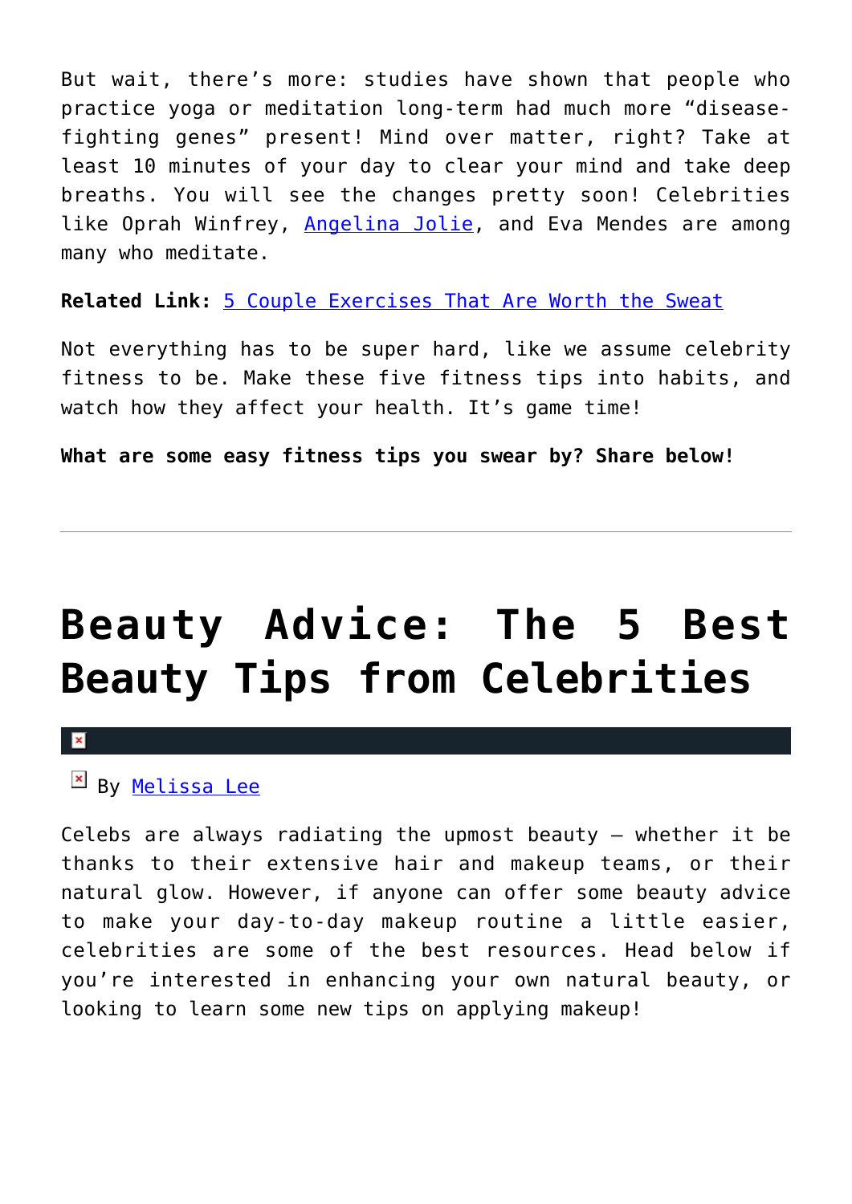But wait, there's more: studies have shown that people who practice yoga or meditation long-term had much more "disease-fighting genes" present! Mind over matter, right? Take at least 10 minutes of your day to clear your mind and take deep breaths. You will see the changes pretty soon! Celebrities like Oprah Winfrey, Angelina Jolie, and Eva Mendes are among many who meditate.

**Related Link:** 5 Couple Exercises That Are Worth the Sweat

Not everything has to be super hard, like we assume celebrity fitness to be. Make these five fitness tips into habits, and watch how they affect your health. It's game time!

**What are some easy fitness tips you swear by? Share below!**

---

# Beauty Advice: The 5 Best Beauty Tips from Celebrities

By Melissa Lee

Celebs are always radiating the upmost beauty – whether it be thanks to their extensive hair and makeup teams, or their natural glow. However, if anyone can offer some beauty advice to make your day-to-day makeup routine a little easier, celebrities are some of the best resources. Head below if you're interested in enhancing your own natural beauty, or looking to learn some new tips on applying makeup!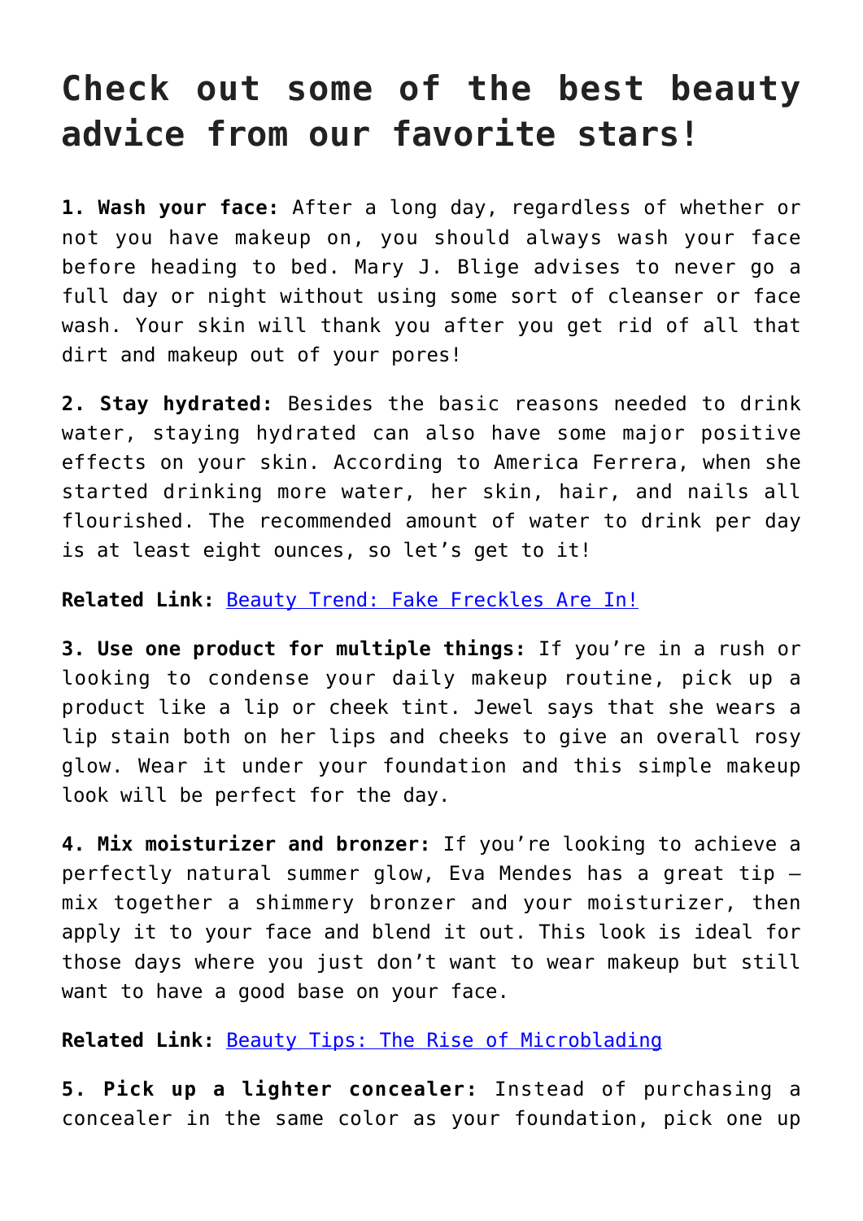# Check out some of the best beauty advice from our favorite stars!

**1. Wash your face:** After a long day, regardless of whether or not you have makeup on, you should always wash your face before heading to bed. Mary J. Blige advises to never go a full day or night without using some sort of cleanser or face wash. Your skin will thank you after you get rid of all that dirt and makeup out of your pores!

**2. Stay hydrated:** Besides the basic reasons needed to drink water, staying hydrated can also have some major positive effects on your skin. According to America Ferrera, when she started drinking more water, her skin, hair, and nails all flourished. The recommended amount of water to drink per day is at least eight ounces, so let's get to it!

**Related Link:** Beauty Trend: Fake Freckles Are In!

**3. Use one product for multiple things:** If you're in a rush or looking to condense your daily makeup routine, pick up a product like a lip or cheek tint. Jewel says that she wears a lip stain both on her lips and cheeks to give an overall rosy glow. Wear it under your foundation and this simple makeup look will be perfect for the day.

**4. Mix moisturizer and bronzer:** If you're looking to achieve a perfectly natural summer glow, Eva Mendes has a great tip – mix together a shimmery bronzer and your moisturizer, then apply it to your face and blend it out. This look is ideal for those days where you just don't want to wear makeup but still want to have a good base on your face.

**Related Link:** Beauty Tips: The Rise of Microblading

**5. Pick up a lighter concealer:** Instead of purchasing a concealer in the same color as your foundation, pick one up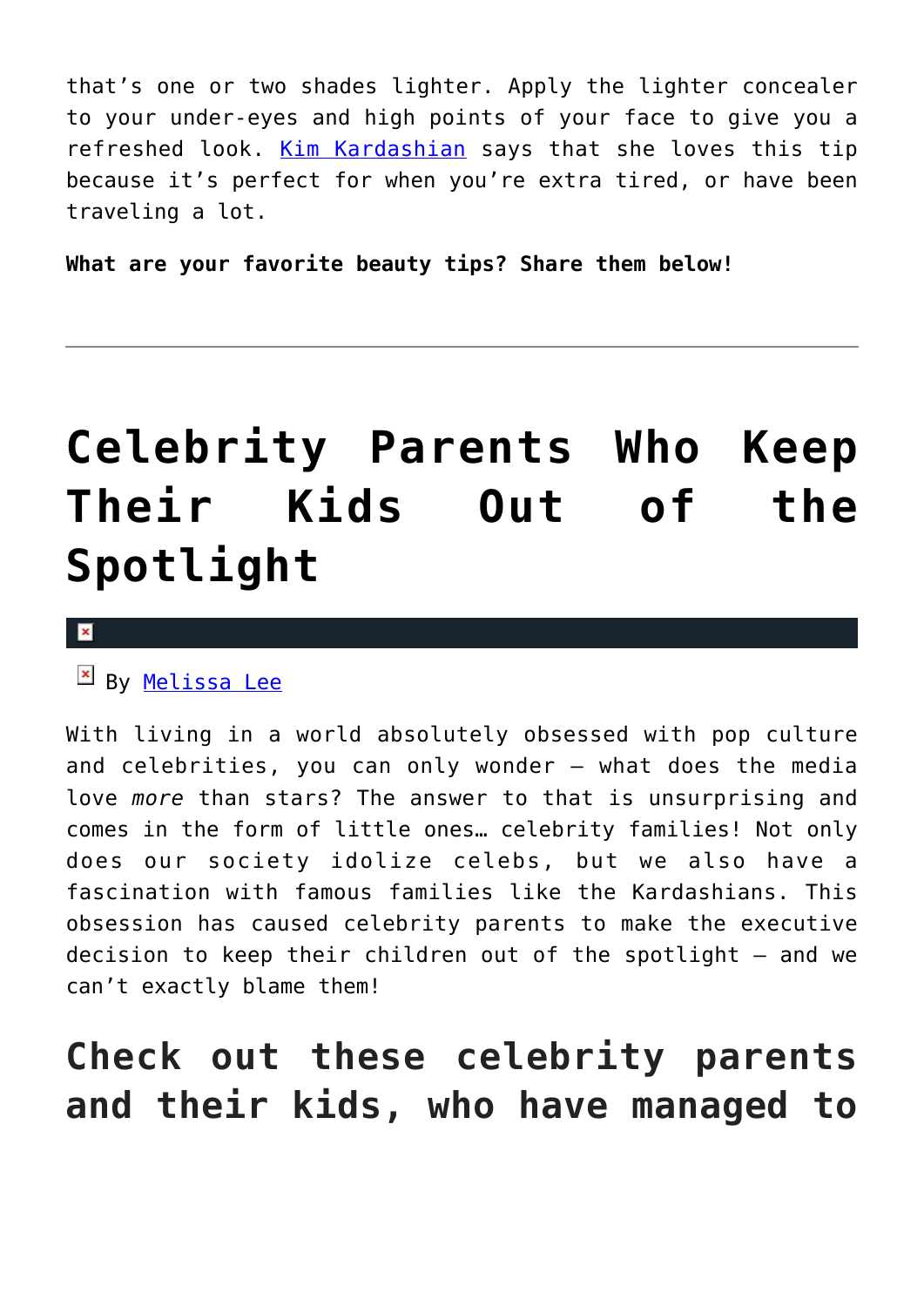that's one or two shades lighter. Apply the lighter concealer to your under-eyes and high points of your face to give you a refreshed look. Kim Kardashian says that she loves this tip because it's perfect for when you're extra tired, or have been traveling a lot.

**What are your favorite beauty tips? Share them below!**

---

# Celebrity Parents Who Keep Their Kids Out of the Spotlight

By Melissa Lee

With living in a world absolutely obsessed with pop culture and celebrities, you can only wonder – what does the media love *more* than stars? The answer to that is unsurprising and comes in the form of little ones… celebrity families! Not only does our society idolize celebs, but we also have a fascination with famous families like the Kardashians. This obsession has caused celebrity parents to make the executive decision to keep their children out of the spotlight – and we can't exactly blame them!

## Check out these celebrity parents and their kids, who have managed to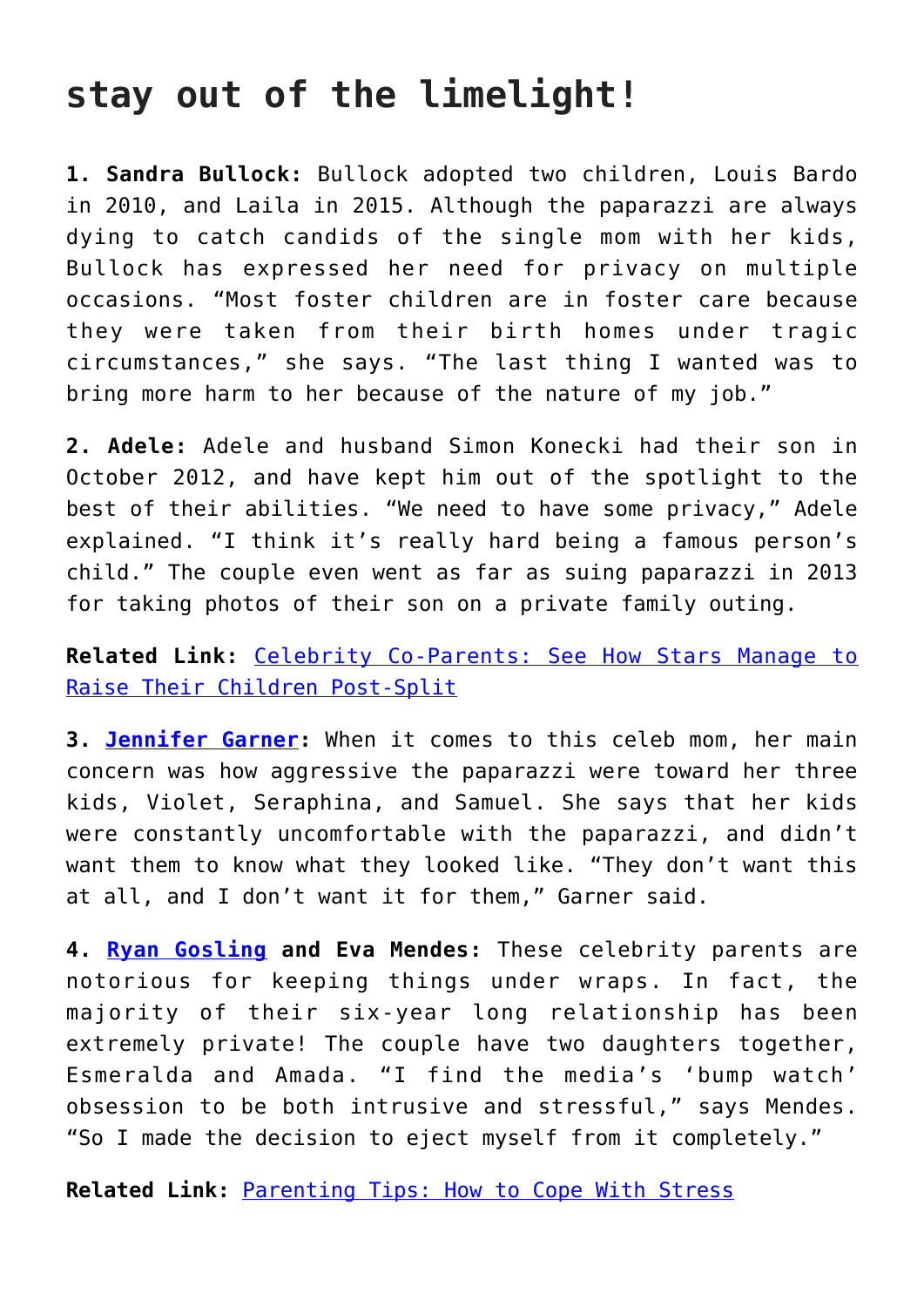## stay out of the limelight!

**1. Sandra Bullock:** Bullock adopted two children, Louis Bardo in 2010, and Laila in 2015. Although the paparazzi are always dying to catch candids of the single mom with her kids, Bullock has expressed her need for privacy on multiple occasions. "Most foster children are in foster care because they were taken from their birth homes under tragic circumstances," she says. "The last thing I wanted was to bring more harm to her because of the nature of my job."

**2. Adele:** Adele and husband Simon Konecki had their son in October 2012, and have kept him out of the spotlight to the best of their abilities. "We need to have some privacy," Adele explained. "I think it's really hard being a famous person's child." The couple even went as far as suing paparazzi in 2013 for taking photos of their son on a private family outing.

**Related Link:** Celebrity Co-Parents: See How Stars Manage to Raise Their Children Post-Split

**3. Jennifer Garner:** When it comes to this celeb mom, her main concern was how aggressive the paparazzi were toward her three kids, Violet, Seraphina, and Samuel. She says that her kids were constantly uncomfortable with the paparazzi, and didn't want them to know what they looked like. "They don't want this at all, and I don't want it for them," Garner said.

**4. Ryan Gosling and Eva Mendes:** These celebrity parents are notorious for keeping things under wraps. In fact, the majority of their six-year long relationship has been extremely private! The couple have two daughters together, Esmeralda and Amada. "I find the media's 'bump watch' obsession to be both intrusive and stressful," says Mendes. "So I made the decision to eject myself from it completely."

**Related Link:** Parenting Tips: How to Cope With Stress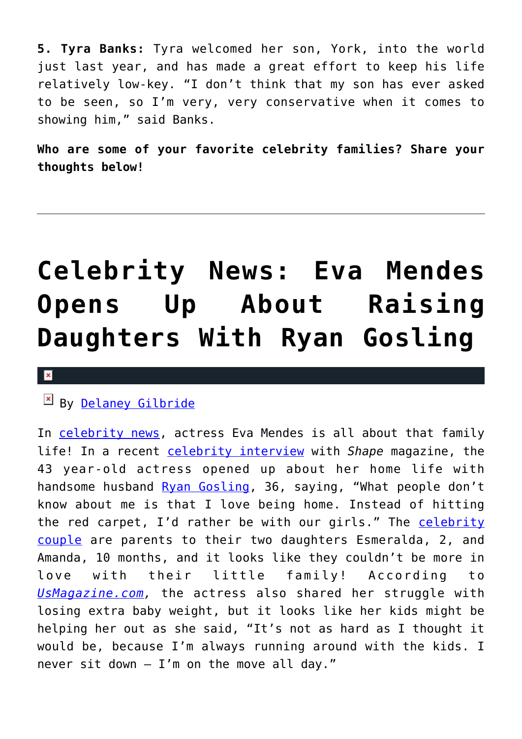**5. Tyra Banks:** Tyra welcomed her son, York, into the world just last year, and has made a great effort to keep his life relatively low-key. “I don’t think that my son has ever asked to be seen, so I’m very, very conservative when it comes to showing him,” said Banks.

**Who are some of your favorite celebrity families? Share your thoughts below!**

---

# Celebrity News: Eva Mendes Opens Up About Raising Daughters With Ryan Gosling

By Delaney Gilbride

In celebrity news, actress Eva Mendes is all about that family life! In a recent celebrity interview with *Shape* magazine, the 43 year-old actress opened up about her home life with handsome husband Ryan Gosling, 36, saying, “What people don’t know about me is that I love being home. Instead of hitting the red carpet, I’d rather be with our girls.” The celebrity couple are parents to their two daughters Esmeralda, 2, and Amanda, 10 months, and it looks like they couldn’t be more in love with their little family! According to *UsMagazine.com,* the actress also shared her struggle with losing extra baby weight, but it looks like her kids might be helping her out as she said, “It’s not as hard as I thought it would be, because I’m always running around with the kids. I never sit down — I’m on the move all day.”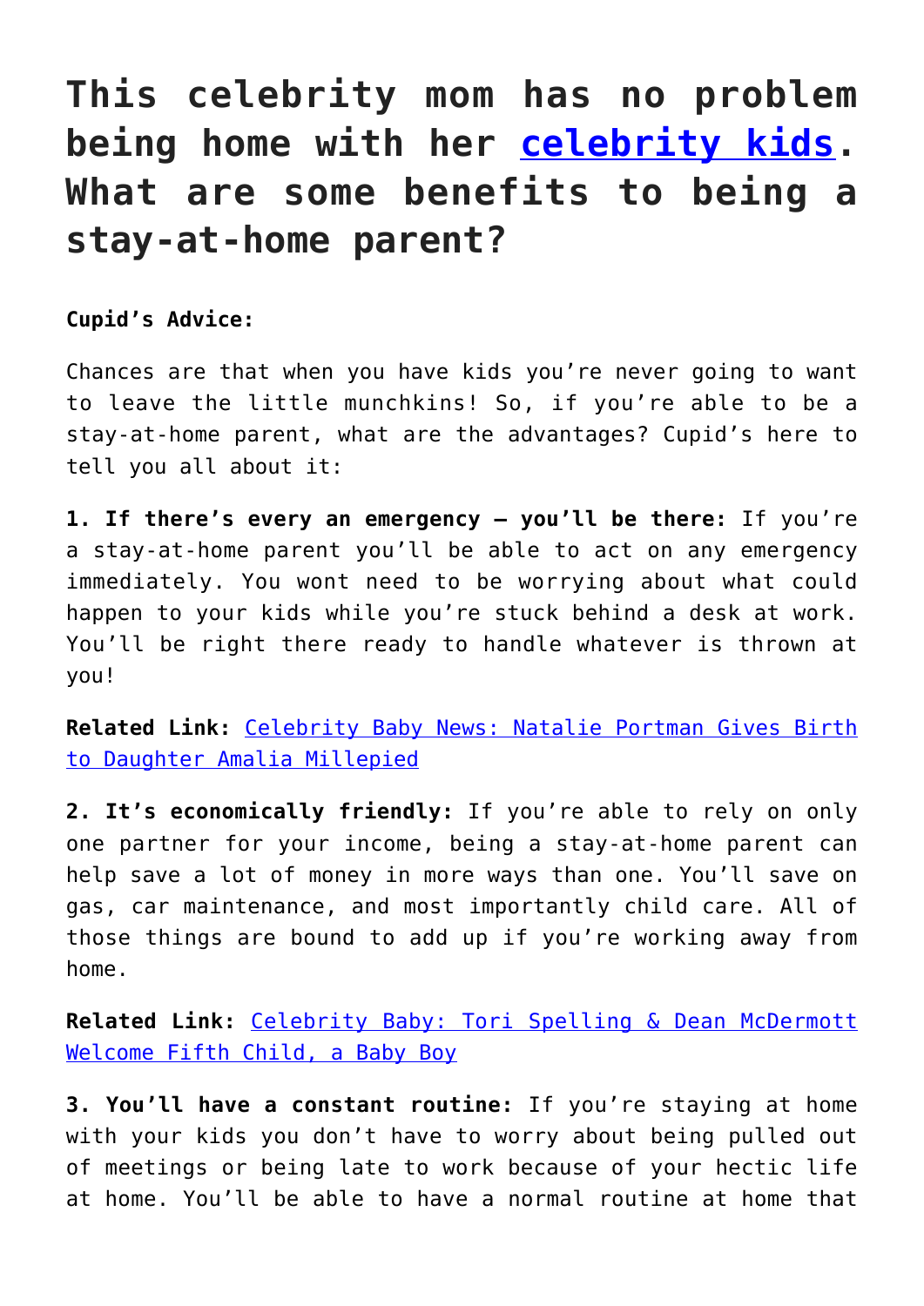# This celebrity mom has no problem being home with her [celebrity kids](). What are some benefits to being a stay-at-home parent?

**Cupid's Advice:**

Chances are that when you have kids you're never going to want to leave the little munchkins! So, if you're able to be a stay-at-home parent, what are the advantages? Cupid's here to tell you all about it:

**1. If there's every an emergency – you'll be there:** If you're a stay-at-home parent you'll be able to act on any emergency immediately. You wont need to be worrying about what could happen to your kids while you're stuck behind a desk at work. You'll be right there ready to handle whatever is thrown at you!

**Related Link:** [Celebrity Baby News: Natalie Portman Gives Birth to Daughter Amalia Millepied]()

**2. It's economically friendly:** If you're able to rely on only one partner for your income, being a stay-at-home parent can help save a lot of money in more ways than one. You'll save on gas, car maintenance, and most importantly child care. All of those things are bound to add up if you're working away from home.

**Related Link:** [Celebrity Baby: Tori Spelling & Dean McDermott Welcome Fifth Child, a Baby Boy]()

**3. You'll have a constant routine:** If you're staying at home with your kids you don't have to worry about being pulled out of meetings or being late to work because of your hectic life at home. You'll be able to have a normal routine at home that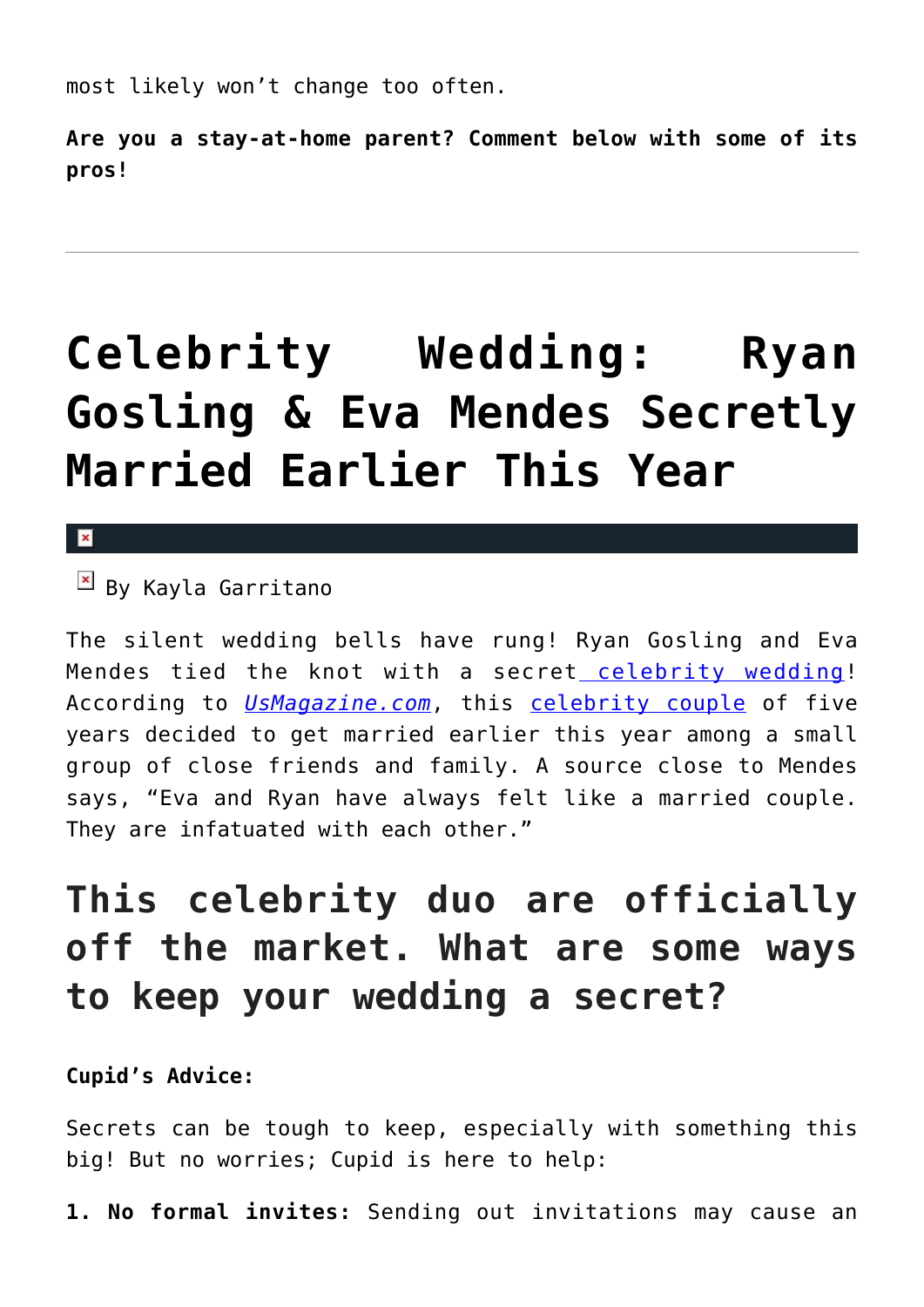most likely won't change too often.

**Are you a stay-at-home parent? Comment below with some of its pros!**

---

# Celebrity Wedding: Ryan Gosling & Eva Mendes Secretly Married Earlier This Year

By Kayla Garritano

The silent wedding bells have rung! Ryan Gosling and Eva Mendes tied the knot with a secret celebrity wedding! According to *UsMagazine.com*, this celebrity couple of five years decided to get married earlier this year among a small group of close friends and family. A source close to Mendes says, "Eva and Ryan have always felt like a married couple. They are infatuated with each other."

## This celebrity duo are officially off the market. What are some ways to keep your wedding a secret?

**Cupid's Advice:**

Secrets can be tough to keep, especially with something this big! But no worries; Cupid is here to help:

**1. No formal invites:** Sending out invitations may cause an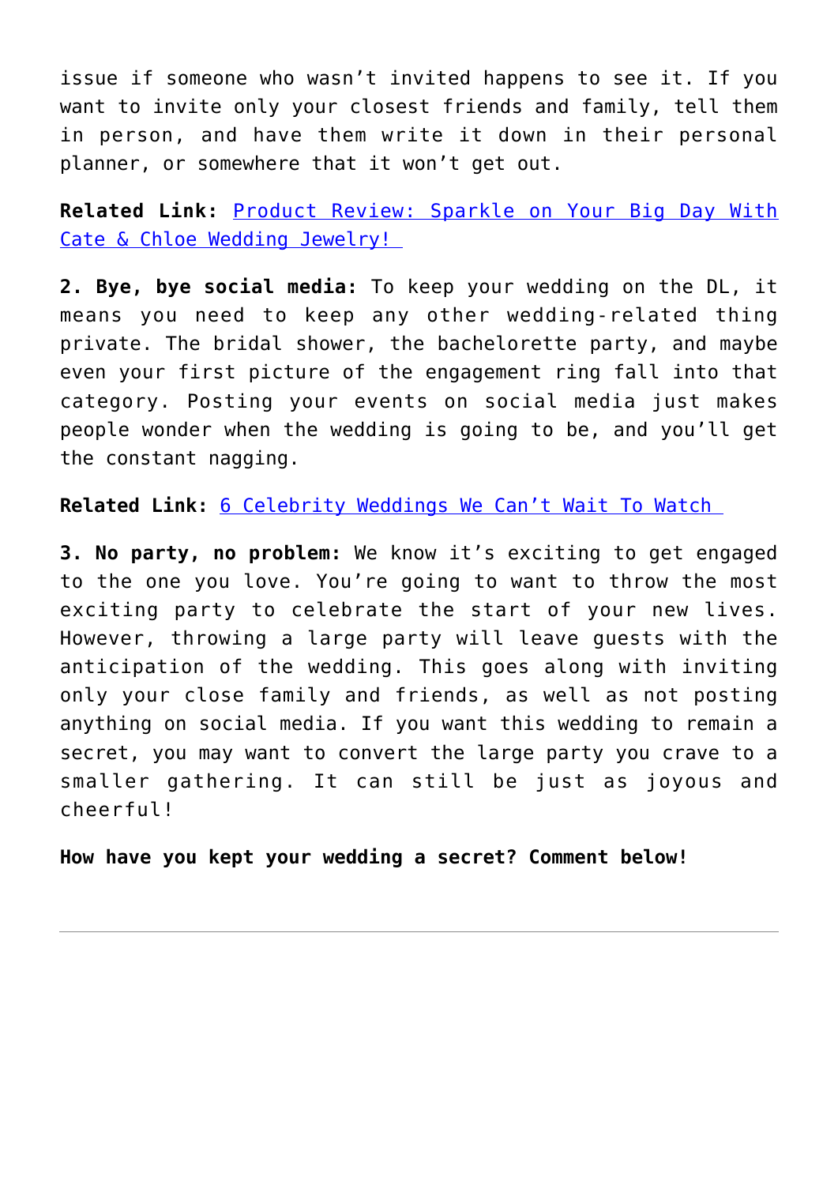issue if someone who wasn't invited happens to see it. If you want to invite only your closest friends and family, tell them in person, and have them write it down in their personal planner, or somewhere that it won't get out.

**Related Link:** Product Review: Sparkle on Your Big Day With Cate & Chloe Wedding Jewelry!

**2. Bye, bye social media:** To keep your wedding on the DL, it means you need to keep any other wedding-related thing private. The bridal shower, the bachelorette party, and maybe even your first picture of the engagement ring fall into that category. Posting your events on social media just makes people wonder when the wedding is going to be, and you'll get the constant nagging.

**Related Link:** 6 Celebrity Weddings We Can't Wait To Watch

**3. No party, no problem:** We know it's exciting to get engaged to the one you love. You're going to want to throw the most exciting party to celebrate the start of your new lives. However, throwing a large party will leave guests with the anticipation of the wedding. This goes along with inviting only your close family and friends, as well as not posting anything on social media. If you want this wedding to remain a secret, you may want to convert the large party you crave to a smaller gathering. It can still be just as joyous and cheerful!

**How have you kept your wedding a secret? Comment below!**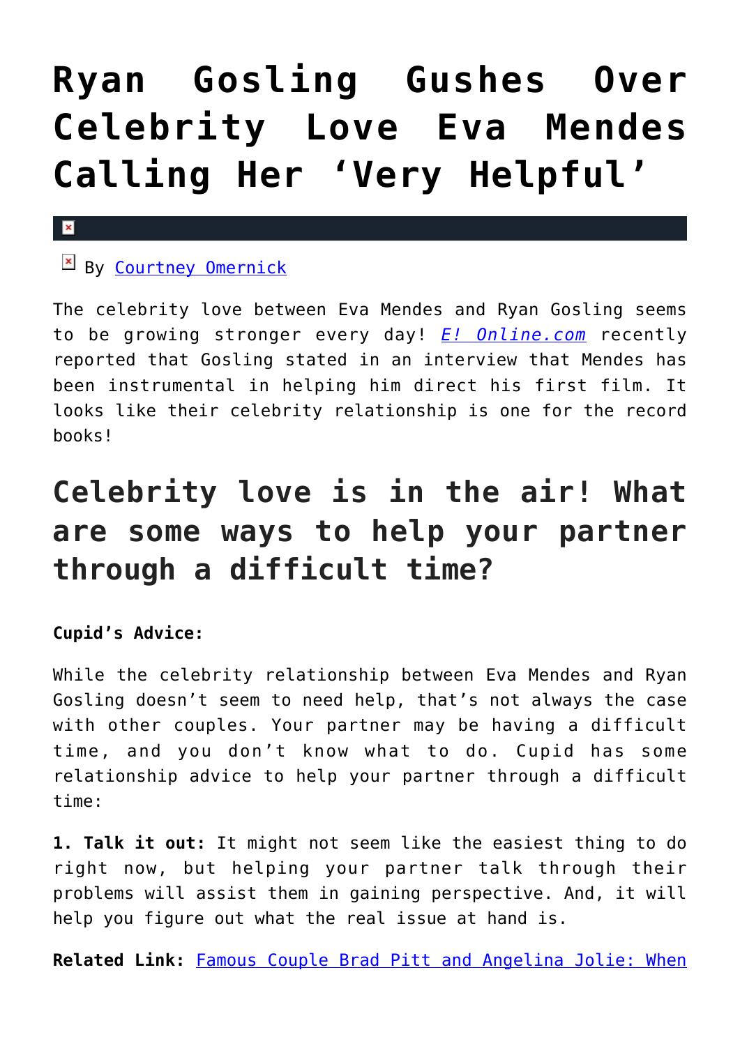# Ryan Gosling Gushes Over Celebrity Love Eva Mendes Calling Her 'Very Helpful'

By [Courtney Omernick]()

The celebrity love between Eva Mendes and Ryan Gosling seems to be growing stronger every day! [*E! Online.com*]() recently reported that Gosling stated in an interview that Mendes has been instrumental in helping him direct his first film. It looks like their celebrity relationship is one for the record books!

## Celebrity love is in the air! What are some ways to help your partner through a difficult time?

**Cupid's Advice:**

While the celebrity relationship between Eva Mendes and Ryan Gosling doesn't seem to need help, that's not always the case with other couples. Your partner may be having a difficult time, and you don't know what to do. Cupid has some relationship advice to help your partner through a difficult time:

**1. Talk it out:** It might not seem like the easiest thing to do right now, but helping your partner talk through their problems will assist them in gaining perspective. And, it will help you figure out what the real issue at hand is.

**Related Link:** [Famous Couple Brad Pitt and Angelina Jolie: When]()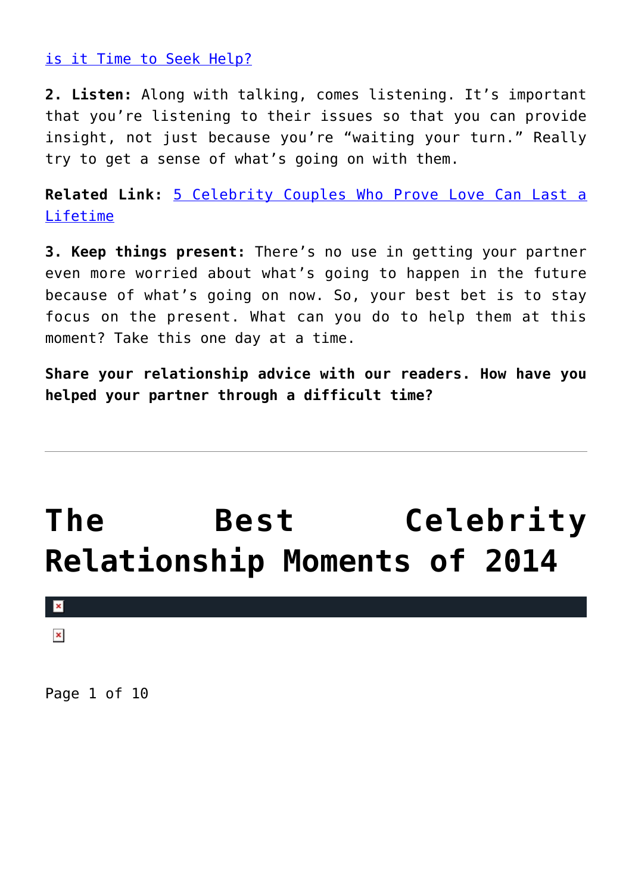[is it Time to Seek Help?]

**2. Listen:** Along with talking, comes listening. It's important that you're listening to their issues so that you can provide insight, not just because you're "waiting your turn." Really try to get a sense of what's going on with them.

**Related Link:** [5 Celebrity Couples Who Prove Love Can Last a Lifetime]

**3. Keep things present:** There's no use in getting your partner even more worried about what's going to happen in the future because of what's going on now. So, your best bet is to stay focus on the present. What can you do to help them at this moment? Take this one day at a time.

**Share your relationship advice with our readers. How have you helped your partner through a difficult time?**

---

# The Best Celebrity Relationship Moments of 2014

Page 1 of 10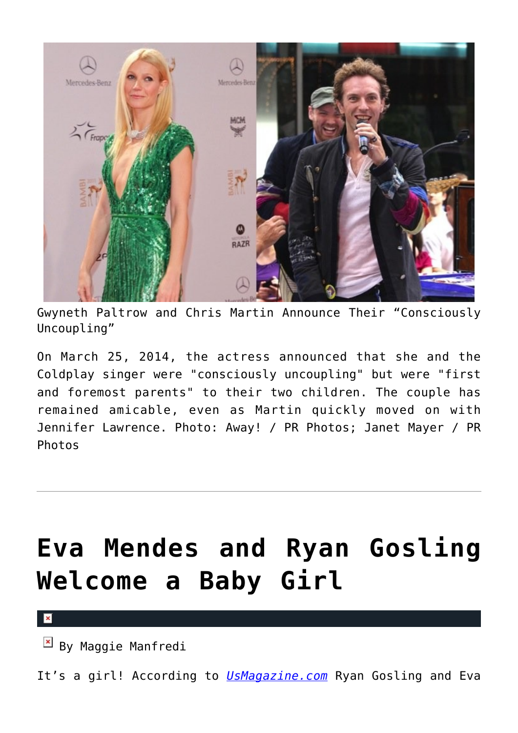Gwyneth Paltrow and Chris Martin Announce Their "Consciously Uncoupling"

On March 25, 2014, the actress announced that she and the Coldplay singer were "consciously uncoupling" but were "first and foremost parents" to their two children. The couple has remained amicable, even as Martin quickly moved on with Jennifer Lawrence. Photo: Away! / PR Photos; Janet Mayer / PR Photos

---

# Eva Mendes and Ryan Gosling Welcome a Baby Girl

By Maggie Manfredi

It's a girl! According to *UsMagazine.com* Ryan Gosling and Eva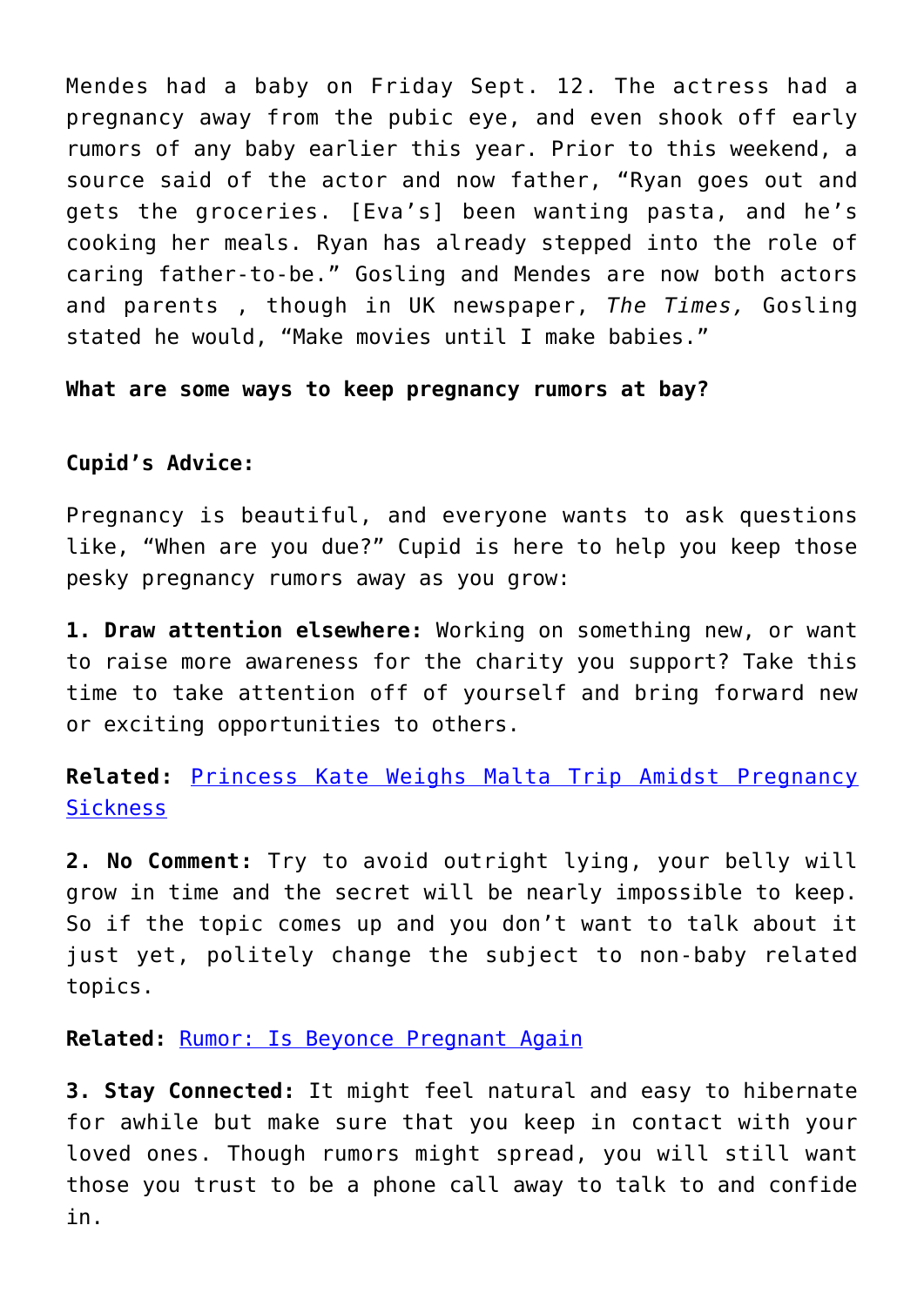Mendes had a baby on Friday Sept. 12. The actress had a pregnancy away from the pubic eye, and even shook off early rumors of any baby earlier this year. Prior to this weekend, a source said of the actor and now father, "Ryan goes out and gets the groceries. [Eva's] been wanting pasta, and he's cooking her meals. Ryan has already stepped into the role of caring father-to-be." Gosling and Mendes are now both actors and parents , though in UK newspaper, *The Times,* Gosling stated he would, "Make movies until I make babies."

**What are some ways to keep pregnancy rumors at bay?**

**Cupid's Advice:**

Pregnancy is beautiful, and everyone wants to ask questions like, "When are you due?" Cupid is here to help you keep those pesky pregnancy rumors away as you grow:

**1. Draw attention elsewhere:** Working on something new, or want to raise more awareness for the charity you support? Take this time to take attention off of yourself and bring forward new or exciting opportunities to others.

**Related:** Princess Kate Weighs Malta Trip Amidst Pregnancy Sickness

**2. No Comment:** Try to avoid outright lying, your belly will grow in time and the secret will be nearly impossible to keep. So if the topic comes up and you don't want to talk about it just yet, politely change the subject to non-baby related topics.

**Related:** Rumor: Is Beyonce Pregnant Again

**3. Stay Connected:** It might feel natural and easy to hibernate for awhile but make sure that you keep in contact with your loved ones. Though rumors might spread, you will still want those you trust to be a phone call away to talk to and confide in.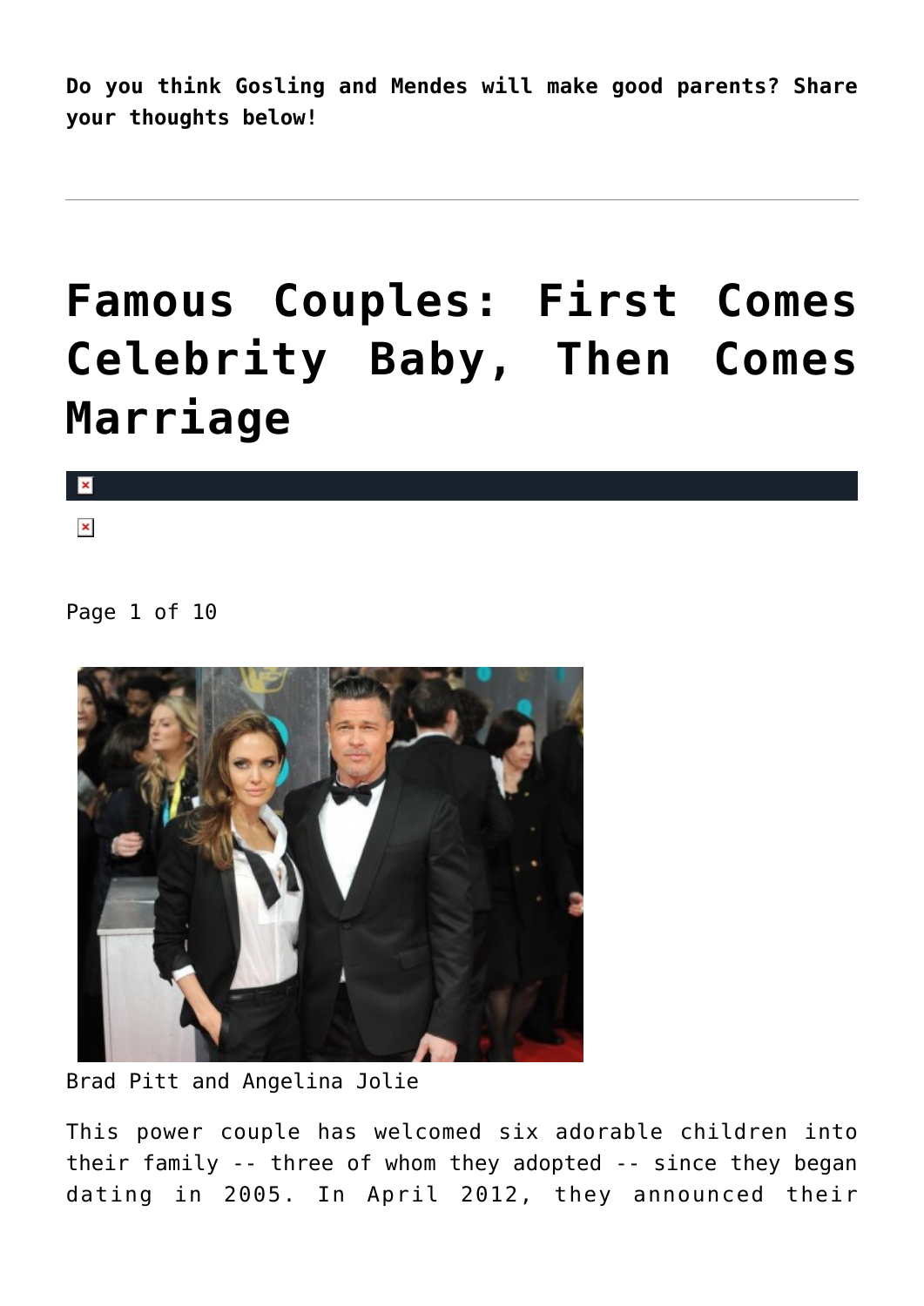**Do you think Gosling and Mendes will make good parents? Share your thoughts below!**

---

# Famous Couples: First Comes Celebrity Baby, Then Comes Marriage

Page 1 of 10

Brad Pitt and Angelina Jolie

This power couple has welcomed six adorable children into their family -- three of whom they adopted -- since they began dating in 2005. In April 2012, they announced their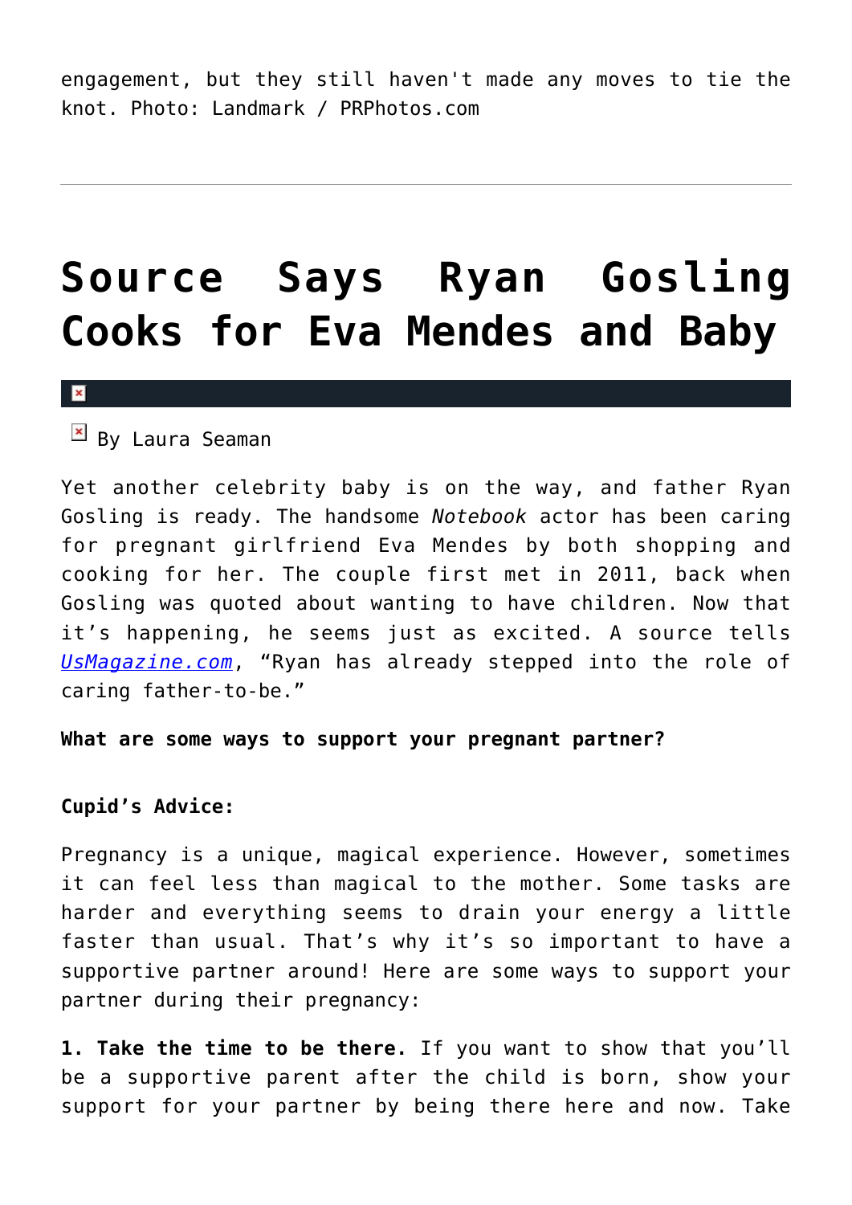engagement, but they still haven't made any moves to tie the knot. Photo: Landmark / PRPhotos.com

---

# Source Says Ryan Gosling Cooks for Eva Mendes and Baby

By Laura Seaman

Yet another celebrity baby is on the way, and father Ryan Gosling is ready. The handsome *Notebook* actor has been caring for pregnant girlfriend Eva Mendes by both shopping and cooking for her. The couple first met in 2011, back when Gosling was quoted about wanting to have children. Now that it's happening, he seems just as excited. A source tells *UsMagazine.com*, "Ryan has already stepped into the role of caring father-to-be."

**What are some ways to support your pregnant partner?**

**Cupid's Advice:**

Pregnancy is a unique, magical experience. However, sometimes it can feel less than magical to the mother. Some tasks are harder and everything seems to drain your energy a little faster than usual. That's why it's so important to have a supportive partner around! Here are some ways to support your partner during their pregnancy:

**1. Take the time to be there.** If you want to show that you'll be a supportive parent after the child is born, show your support for your partner by being there here and now. Take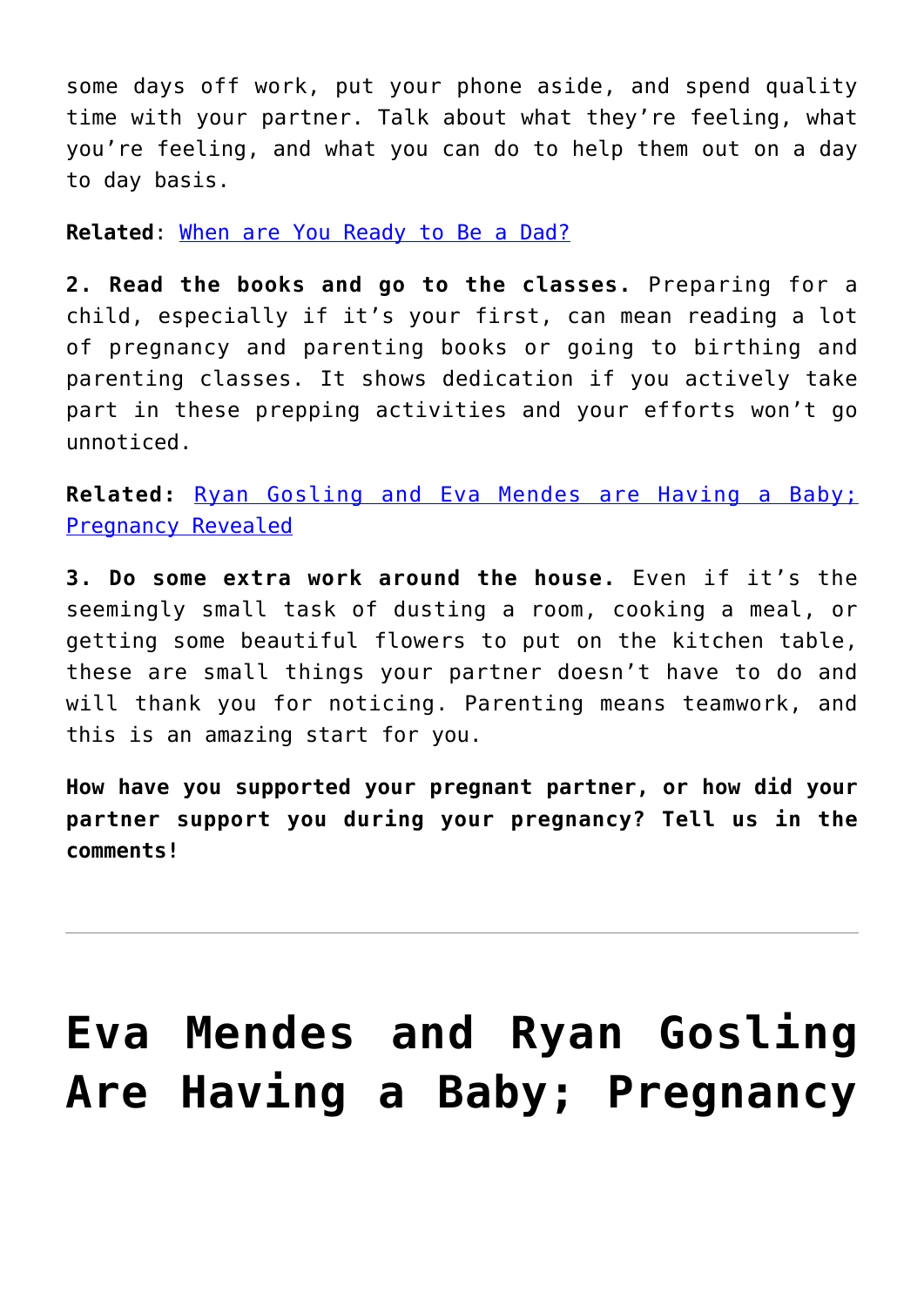some days off work, put your phone aside, and spend quality time with your partner. Talk about what they're feeling, what you're feeling, and what you can do to help them out on a day to day basis.

**Related**: When are You Ready to Be a Dad?

**2. Read the books and go to the classes.** Preparing for a child, especially if it's your first, can mean reading a lot of pregnancy and parenting books or going to birthing and parenting classes. It shows dedication if you actively take part in these prepping activities and your efforts won't go unnoticed.

**Related:** Ryan Gosling and Eva Mendes are Having a Baby; Pregnancy Revealed

**3. Do some extra work around the house.** Even if it's the seemingly small task of dusting a room, cooking a meal, or getting some beautiful flowers to put on the kitchen table, these are small things your partner doesn't have to do and will thank you for noticing. Parenting means teamwork, and this is an amazing start for you.

**How have you supported your pregnant partner, or how did your partner support you during your pregnancy? Tell us in the comments!**

---

# Eva Mendes and Ryan Gosling Are Having a Baby; Pregnancy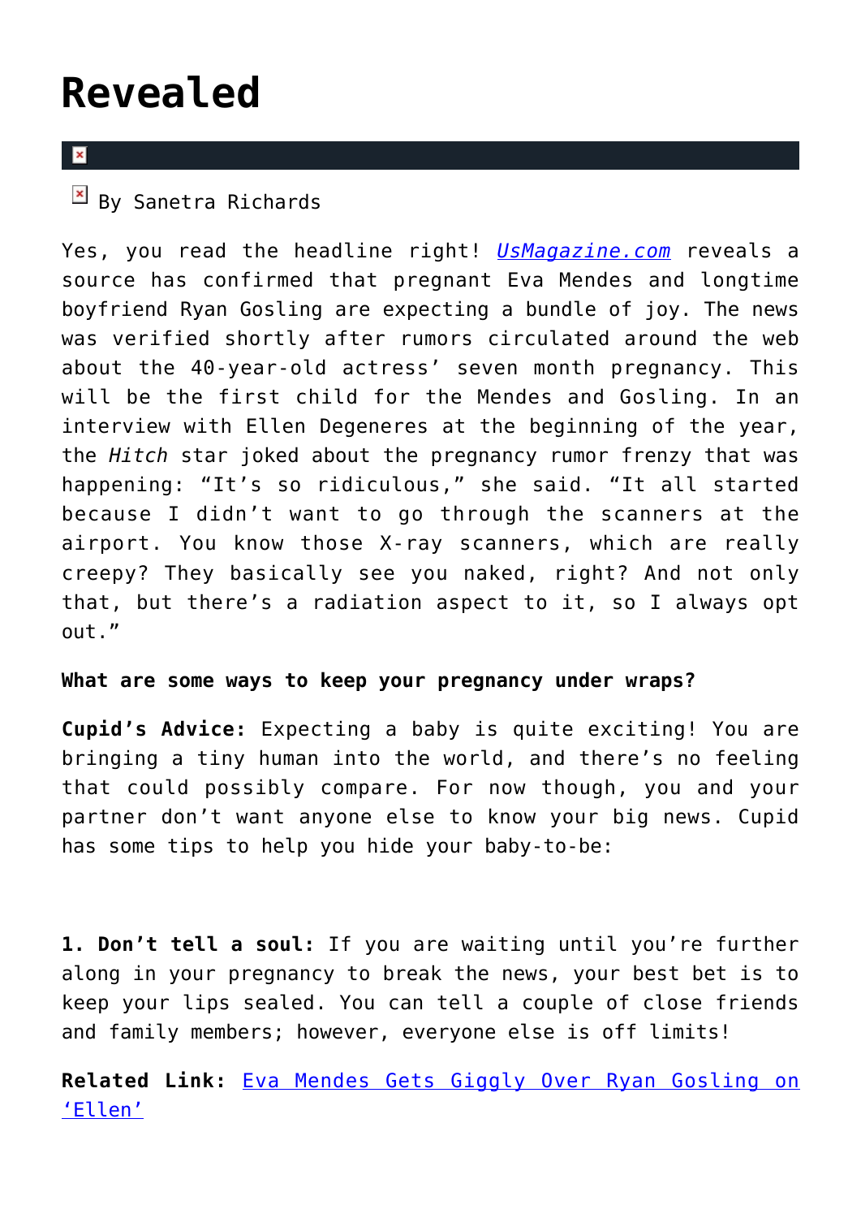# Revealed

By Sanetra Richards

Yes, you read the headline right! *UsMagazine.com* reveals a source has confirmed that pregnant Eva Mendes and longtime boyfriend Ryan Gosling are expecting a bundle of joy. The news was verified shortly after rumors circulated around the web about the 40-year-old actress' seven month pregnancy. This will be the first child for the Mendes and Gosling. In an interview with Ellen Degeneres at the beginning of the year, the *Hitch* star joked about the pregnancy rumor frenzy that was happening: "It's so ridiculous," she said. "It all started because I didn't want to go through the scanners at the airport. You know those X-ray scanners, which are really creepy? They basically see you naked, right? And not only that, but there's a radiation aspect to it, so I always opt out."

**What are some ways to keep your pregnancy under wraps?**

**Cupid's Advice:** Expecting a baby is quite exciting! You are bringing a tiny human into the world, and there's no feeling that could possibly compare. For now though, you and your partner don't want anyone else to know your big news. Cupid has some tips to help you hide your baby-to-be:

**1. Don't tell a soul:** If you are waiting until you're further along in your pregnancy to break the news, your best bet is to keep your lips sealed. You can tell a couple of close friends and family members; however, everyone else is off limits!

**Related Link:** Eva Mendes Gets Giggly Over Ryan Gosling on 'Ellen'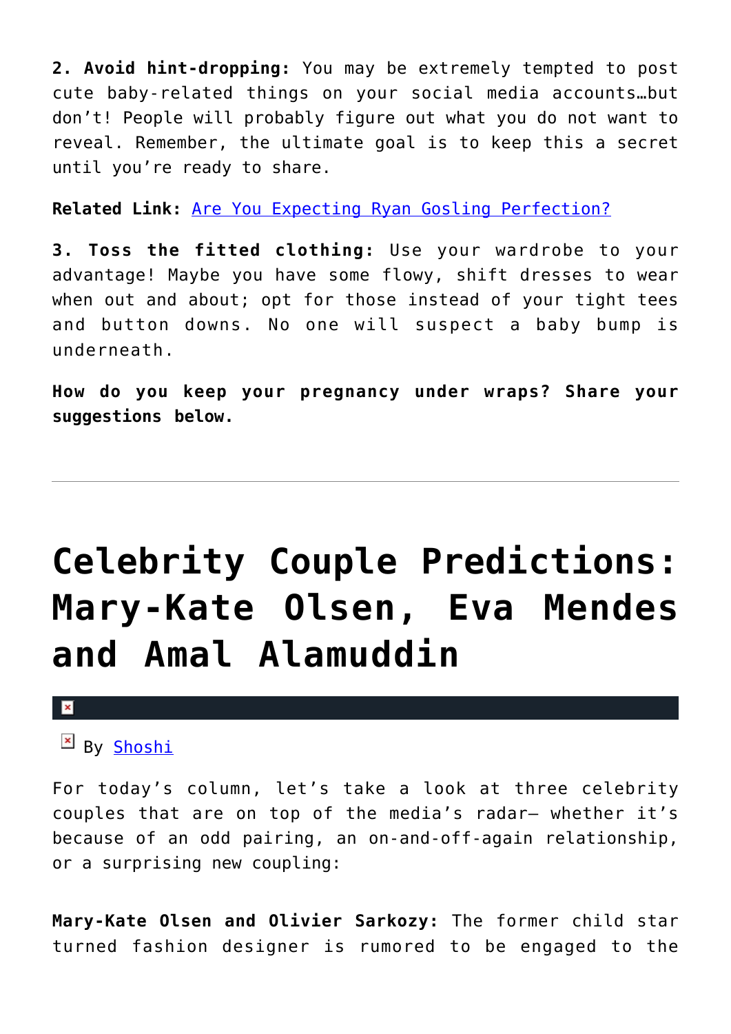**2. Avoid hint-dropping:** You may be extremely tempted to post cute baby-related things on your social media accounts…but don't! People will probably figure out what you do not want to reveal. Remember, the ultimate goal is to keep this a secret until you're ready to share.

**Related Link:** [Are You Expecting Ryan Gosling Perfection?]()

**3. Toss the fitted clothing:** Use your wardrobe to your advantage! Maybe you have some flowy, shift dresses to wear when out and about; opt for those instead of your tight tees and button downs. No one will suspect a baby bump is underneath.

**How do you keep your pregnancy under wraps? Share your suggestions below.**

---

# Celebrity Couple Predictions: Mary-Kate Olsen, Eva Mendes and Amal Alamuddin

By [Shoshi]()

For today's column, let's take a look at three celebrity couples that are on top of the media's radar– whether it's because of an odd pairing, an on-and-off-again relationship, or a surprising new coupling:

**Mary-Kate Olsen and Olivier Sarkozy:** The former child star turned fashion designer is rumored to be engaged to the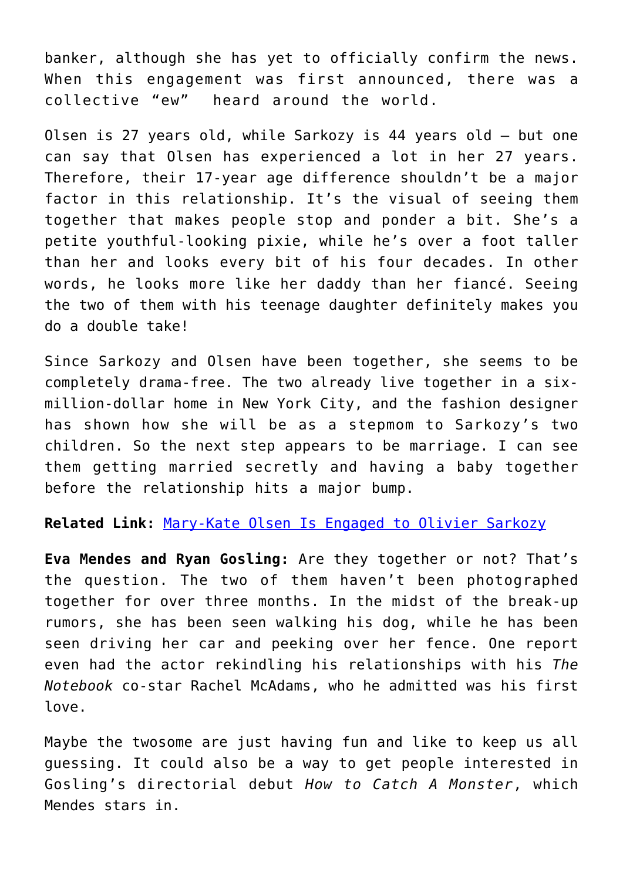banker, although she has yet to officially confirm the news. When this engagement was first announced, there was a collective "ew"  heard around the world.

Olsen is 27 years old, while Sarkozy is 44 years old – but one can say that Olsen has experienced a lot in her 27 years. Therefore, their 17-year age difference shouldn't be a major factor in this relationship. It's the visual of seeing them together that makes people stop and ponder a bit. She's a petite youthful-looking pixie, while he's over a foot taller than her and looks every bit of his four decades. In other words, he looks more like her daddy than her fiancé. Seeing the two of them with his teenage daughter definitely makes you do a double take!

Since Sarkozy and Olsen have been together, she seems to be completely drama-free. The two already live together in a six-million-dollar home in New York City, and the fashion designer has shown how she will be as a stepmom to Sarkozy's two children. So the next step appears to be marriage. I can see them getting married secretly and having a baby together before the relationship hits a major bump.

**Related Link:** [Mary-Kate Olsen Is Engaged to Olivier Sarkozy]

**Eva Mendes and Ryan Gosling:** Are they together or not? That's the question. The two of them haven't been photographed together for over three months. In the midst of the break-up rumors, she has been seen walking his dog, while he has been seen driving her car and peeking over her fence. One report even had the actor rekindling his relationships with his *The Notebook* co-star Rachel McAdams, who he admitted was his first love.

Maybe the twosome are just having fun and like to keep us all guessing. It could also be a way to get people interested in Gosling's directorial debut *How to Catch A Monster*, which Mendes stars in.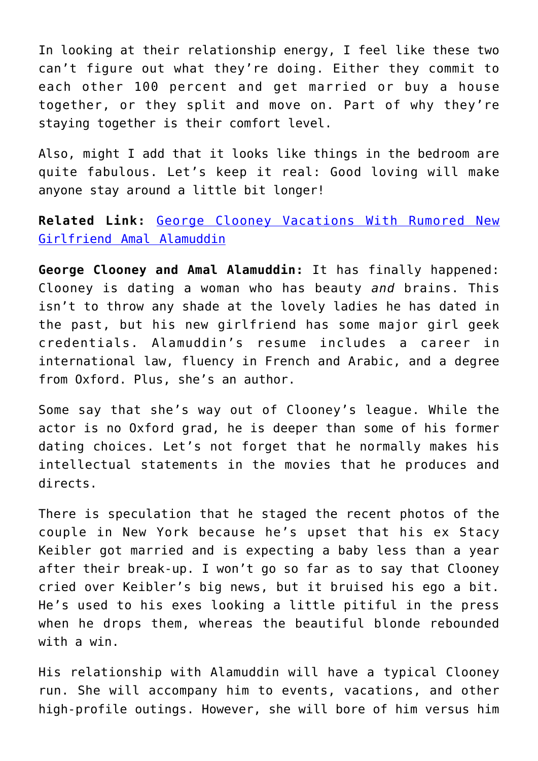In looking at their relationship energy, I feel like these two can't figure out what they're doing. Either they commit to each other 100 percent and get married or buy a house together, or they split and move on. Part of why they're staying together is their comfort level.

Also, might I add that it looks like things in the bedroom are quite fabulous. Let's keep it real: Good loving will make anyone stay around a little bit longer!

**Related Link:** [George Clooney Vacations With Rumored New Girlfriend Amal Alamuddin]()

**George Clooney and Amal Alamuddin:** It has finally happened: Clooney is dating a woman who has beauty *and* brains. This isn't to throw any shade at the lovely ladies he has dated in the past, but his new girlfriend has some major girl geek credentials. Alamuddin's resume includes a career in international law, fluency in French and Arabic, and a degree from Oxford. Plus, she's an author.

Some say that she's way out of Clooney's league. While the actor is no Oxford grad, he is deeper than some of his former dating choices. Let's not forget that he normally makes his intellectual statements in the movies that he produces and directs.

There is speculation that he staged the recent photos of the couple in New York because he's upset that his ex Stacy Keibler got married and is expecting a baby less than a year after their break-up. I won't go so far as to say that Clooney cried over Keibler's big news, but it bruised his ego a bit. He's used to his exes looking a little pitiful in the press when he drops them, whereas the beautiful blonde rebounded with a win.

His relationship with Alamuddin will have a typical Clooney run. She will accompany him to events, vacations, and other high-profile outings. However, she will bore of him versus him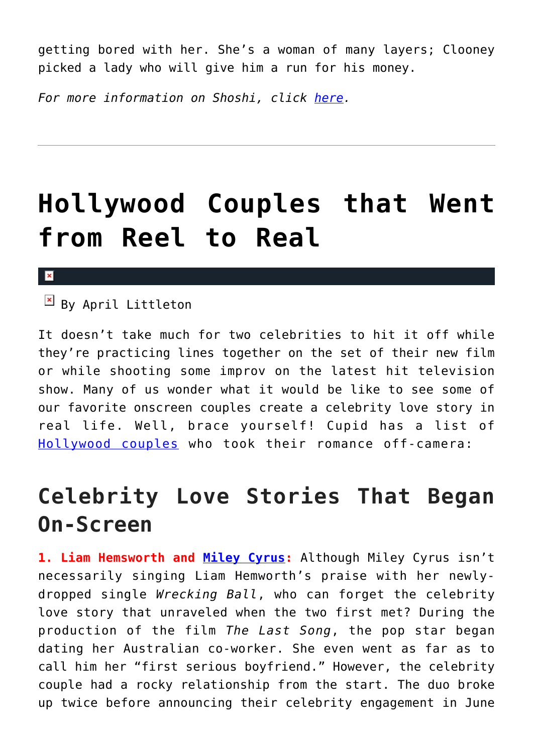getting bored with her. She's a woman of many layers; Clooney picked a lady who will give him a run for his money.

*For more information on Shoshi, click here.*

---

# Hollywood Couples that Went from Reel to Real

By April Littleton

It doesn't take much for two celebrities to hit it off while they're practicing lines together on the set of their new film or while shooting some improv on the latest hit television show. Many of us wonder what it would be like to see some of our favorite onscreen couples create a celebrity love story in real life. Well, brace yourself! Cupid has a list of Hollywood couples who took their romance off-camera:

## Celebrity Love Stories That Began On-Screen

**1. Liam Hemsworth and Miley Cyrus:** Although Miley Cyrus isn't necessarily singing Liam Hemworth's praise with her newly-dropped single *Wrecking Ball*, who can forget the celebrity love story that unraveled when the two first met? During the production of the film *The Last Song*, the pop star began dating her Australian co-worker. She even went as far as to call him her "first serious boyfriend." However, the celebrity couple had a rocky relationship from the start. The duo broke up twice before announcing their celebrity engagement in June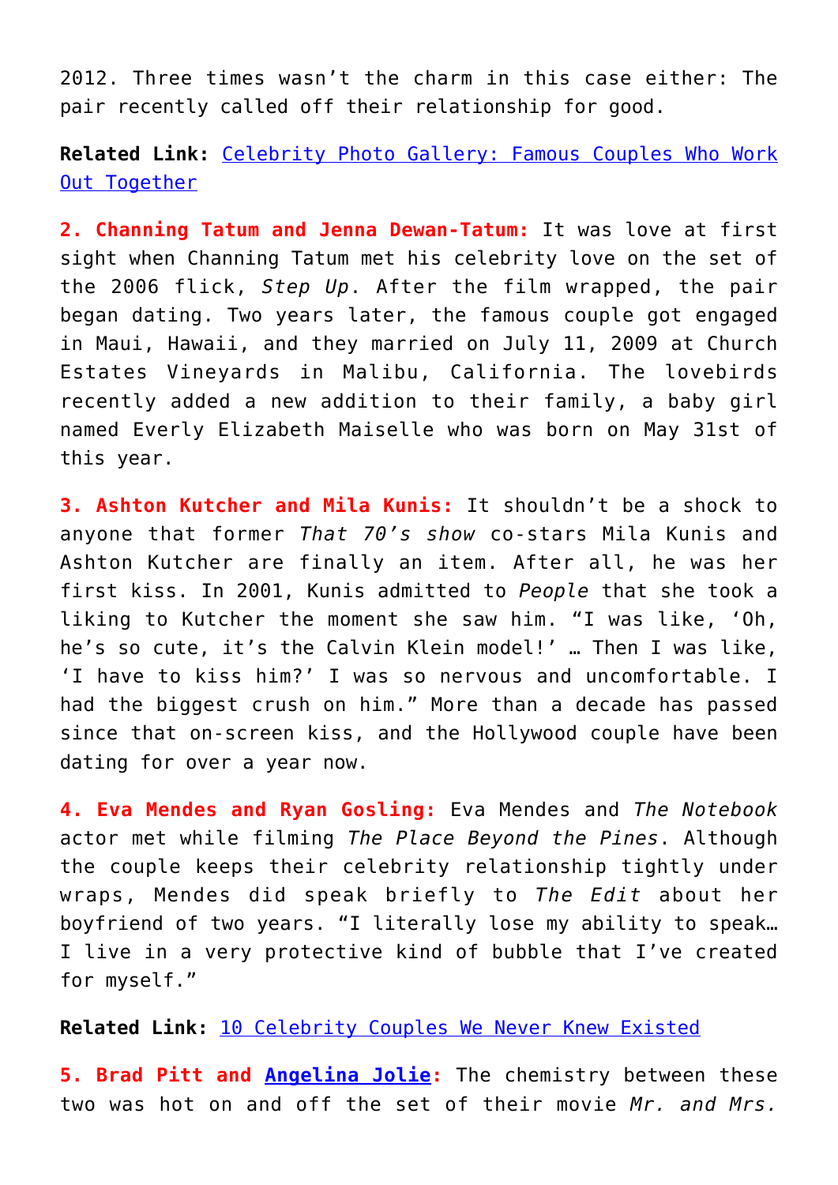2012. Three times wasn't the charm in this case either: The pair recently called off their relationship for good.

**Related Link:** Celebrity Photo Gallery: Famous Couples Who Work Out Together

**2. Channing Tatum and Jenna Dewan-Tatum:** It was love at first sight when Channing Tatum met his celebrity love on the set of the 2006 flick, *Step Up*. After the film wrapped, the pair began dating. Two years later, the famous couple got engaged in Maui, Hawaii, and they married on July 11, 2009 at Church Estates Vineyards in Malibu, California. The lovebirds recently added a new addition to their family, a baby girl named Everly Elizabeth Maiselle who was born on May 31st of this year.

**3. Ashton Kutcher and Mila Kunis:** It shouldn't be a shock to anyone that former *That 70's show* co-stars Mila Kunis and Ashton Kutcher are finally an item. After all, he was her first kiss. In 2001, Kunis admitted to *People* that she took a liking to Kutcher the moment she saw him. "I was like, 'Oh, he's so cute, it's the Calvin Klein model!' … Then I was like, 'I have to kiss him?' I was so nervous and uncomfortable. I had the biggest crush on him." More than a decade has passed since that on-screen kiss, and the Hollywood couple have been dating for over a year now.

**4. Eva Mendes and Ryan Gosling:** Eva Mendes and *The Notebook* actor met while filming *The Place Beyond the Pines*. Although the couple keeps their celebrity relationship tightly under wraps, Mendes did speak briefly to *The Edit* about her boyfriend of two years. "I literally lose my ability to speak… I live in a very protective kind of bubble that I've created for myself."

**Related Link:** 10 Celebrity Couples We Never Knew Existed

**5. Brad Pitt and Angelina Jolie:** The chemistry between these two was hot on and off the set of their movie *Mr. and Mrs.*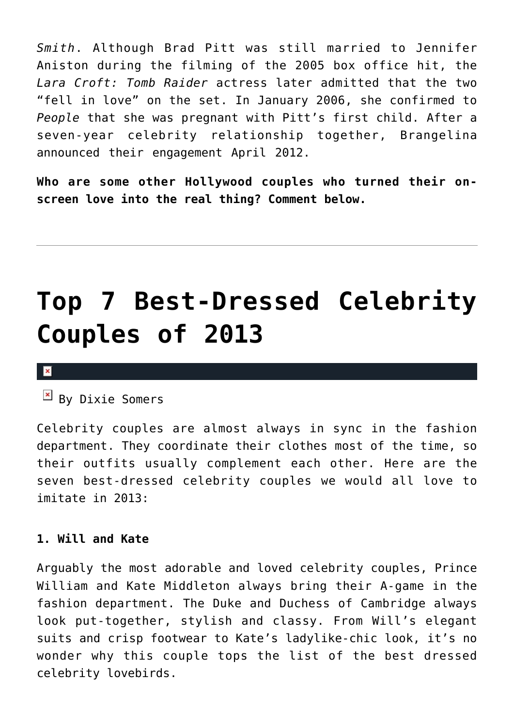*Smith*. Although Brad Pitt was still married to Jennifer Aniston during the filming of the 2005 box office hit, the *Lara Croft: Tomb Raider* actress later admitted that the two "fell in love" on the set. In January 2006, she confirmed to *People* that she was pregnant with Pitt's first child. After a seven-year celebrity relationship together, Brangelina announced their engagement April 2012.

**Who are some other Hollywood couples who turned their on-screen love into the real thing? Comment below.**

---

# Top 7 Best-Dressed Celebrity Couples of 2013

By Dixie Somers

Celebrity couples are almost always in sync in the fashion department. They coordinate their clothes most of the time, so their outfits usually complement each other. Here are the seven best-dressed celebrity couples we would all love to imitate in 2013:

**1. Will and Kate**

Arguably the most adorable and loved celebrity couples, Prince William and Kate Middleton always bring their A-game in the fashion department. The Duke and Duchess of Cambridge always look put-together, stylish and classy. From Will's elegant suits and crisp footwear to Kate's ladylike-chic look, it's no wonder why this couple tops the list of the best dressed celebrity lovebirds.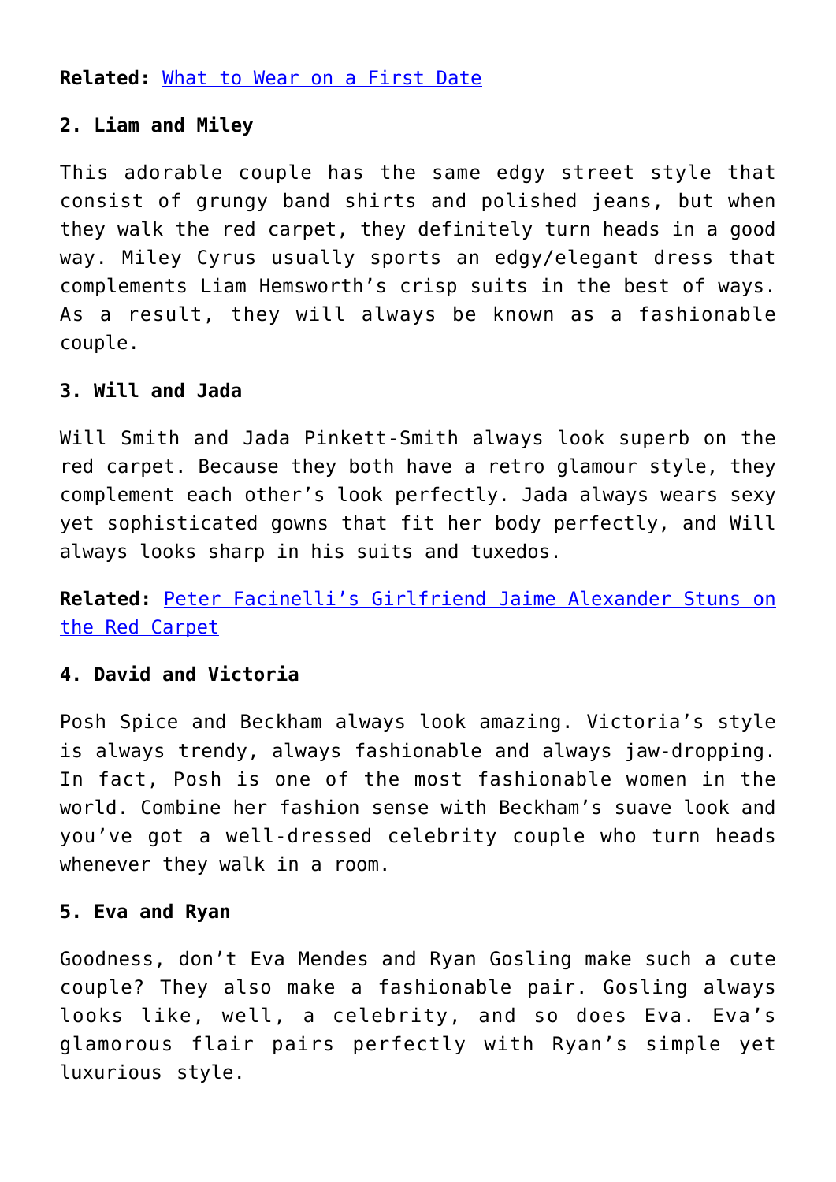**Related:** [What to Wear on a First Date]()

**2. Liam and Miley**

This adorable couple has the same edgy street style that consist of grungy band shirts and polished jeans, but when they walk the red carpet, they definitely turn heads in a good way. Miley Cyrus usually sports an edgy/elegant dress that complements Liam Hemsworth's crisp suits in the best of ways. As a result, they will always be known as a fashionable couple.

**3. Will and Jada**

Will Smith and Jada Pinkett-Smith always look superb on the red carpet. Because they both have a retro glamour style, they complement each other's look perfectly. Jada always wears sexy yet sophisticated gowns that fit her body perfectly, and Will always looks sharp in his suits and tuxedos.

**Related:** [Peter Facinelli's Girlfriend Jaime Alexander Stuns on the Red Carpet]()

**4. David and Victoria**

Posh Spice and Beckham always look amazing. Victoria's style is always trendy, always fashionable and always jaw-dropping. In fact, Posh is one of the most fashionable women in the world. Combine her fashion sense with Beckham's suave look and you've got a well-dressed celebrity couple who turn heads whenever they walk in a room.

**5. Eva and Ryan**

Goodness, don't Eva Mendes and Ryan Gosling make such a cute couple? They also make a fashionable pair. Gosling always looks like, well, a celebrity, and so does Eva. Eva's glamorous flair pairs perfectly with Ryan's simple yet luxurious style.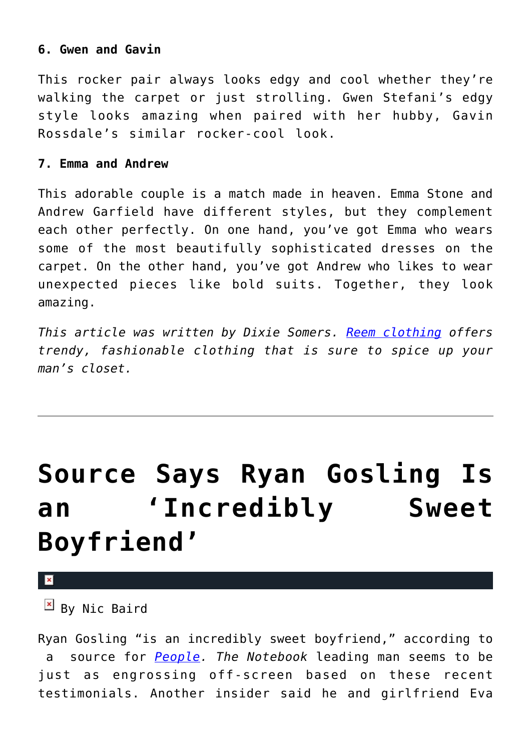**6. Gwen and Gavin**

This rocker pair always looks edgy and cool whether they're walking the carpet or just strolling. Gwen Stefani's edgy style looks amazing when paired with her hubby, Gavin Rossdale's similar rocker-cool look.

**7. Emma and Andrew**

This adorable couple is a match made in heaven. Emma Stone and Andrew Garfield have different styles, but they complement each other perfectly. On one hand, you've got Emma who wears some of the most beautifully sophisticated dresses on the carpet. On the other hand, you've got Andrew who likes to wear unexpected pieces like bold suits. Together, they look amazing.

*This article was written by Dixie Somers. [Reem clothing](#) offers trendy, fashionable clothing that is sure to spice up your man's closet.*

---

# Source Says Ryan Gosling Is an 'Incredibly Sweet Boyfriend'

By Nic Baird

Ryan Gosling "is an incredibly sweet boyfriend," according to a source for *[People](#). The Notebook* leading man seems to be just as engrossing off-screen based on these recent testimonials. Another insider said he and girlfriend Eva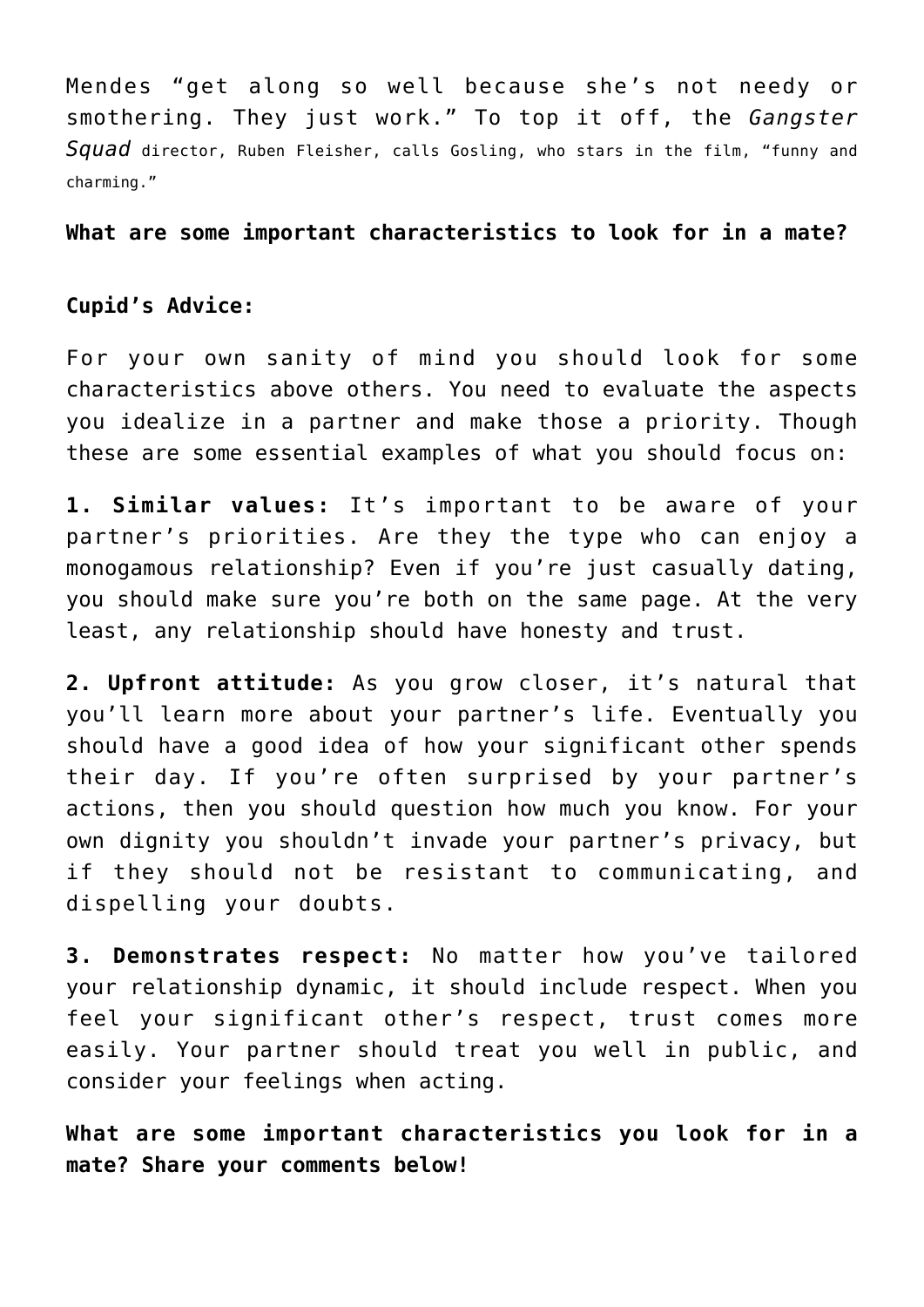Mendes "get along so well because she's not needy or smothering. They just work." To top it off, the *Gangster Squad* director, Ruben Fleisher, calls Gosling, who stars in the film, "funny and charming."

**What are some important characteristics to look for in a mate?**

**Cupid's Advice:**

For your own sanity of mind you should look for some characteristics above others. You need to evaluate the aspects you idealize in a partner and make those a priority. Though these are some essential examples of what you should focus on:

**1. Similar values:** It's important to be aware of your partner's priorities. Are they the type who can enjoy a monogamous relationship? Even if you're just casually dating, you should make sure you're both on the same page. At the very least, any relationship should have honesty and trust.

**2. Upfront attitude:** As you grow closer, it's natural that you'll learn more about your partner's life. Eventually you should have a good idea of how your significant other spends their day. If you're often surprised by your partner's actions, then you should question how much you know. For your own dignity you shouldn't invade your partner's privacy, but if they should not be resistant to communicating, and dispelling your doubts.

**3. Demonstrates respect:** No matter how you've tailored your relationship dynamic, it should include respect. When you feel your significant other's respect, trust comes more easily. Your partner should treat you well in public, and consider your feelings when acting.

**What are some important characteristics you look for in a mate? Share your comments below!**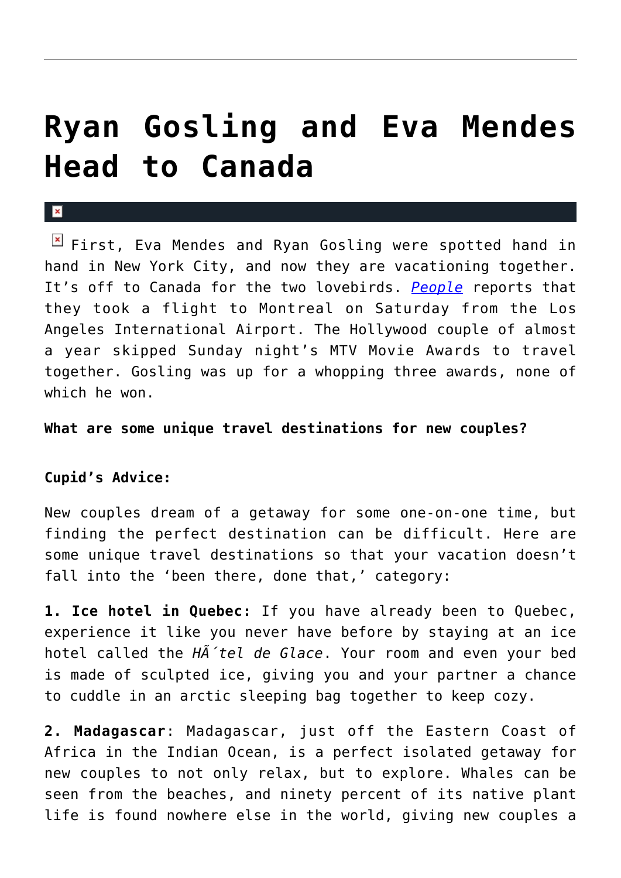# Ryan Gosling and Eva Mendes Head to Canada

First, Eva Mendes and Ryan Gosling were spotted hand in hand in New York City, and now they are vacationing together. It's off to Canada for the two lovebirds. *People* reports that they took a flight to Montreal on Saturday from the Los Angeles International Airport. The Hollywood couple of almost a year skipped Sunday night's MTV Movie Awards to travel together. Gosling was up for a whopping three awards, none of which he won.

**What are some unique travel destinations for new couples?**

**Cupid's Advice:**

New couples dream of a getaway for some one-on-one time, but finding the perfect destination can be difficult. Here are some unique travel destinations so that your vacation doesn't fall into the 'been there, done that,' category:

**1. Ice hotel in Quebec:** If you have already been to Quebec, experience it like you never have before by staying at an ice hotel called the *HÃ´tel de Glace*. Your room and even your bed is made of sculpted ice, giving you and your partner a chance to cuddle in an arctic sleeping bag together to keep cozy.

**2. Madagascar**: Madagascar, just off the Eastern Coast of Africa in the Indian Ocean, is a perfect isolated getaway for new couples to not only relax, but to explore. Whales can be seen from the beaches, and ninety percent of its native plant life is found nowhere else in the world, giving new couples a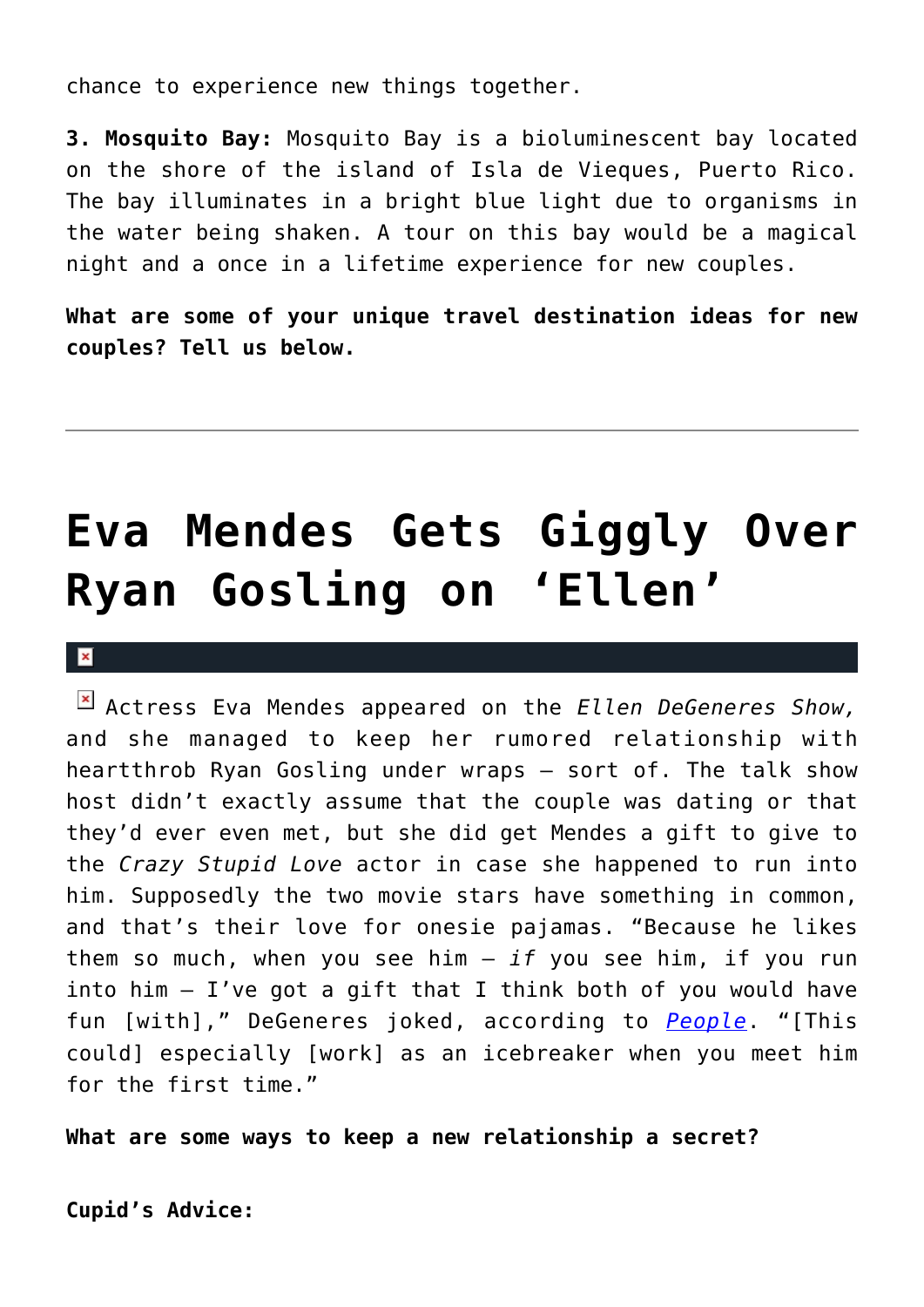chance to experience new things together.

**3. Mosquito Bay:** Mosquito Bay is a bioluminescent bay located on the shore of the island of Isla de Vieques, Puerto Rico. The bay illuminates in a bright blue light due to organisms in the water being shaken. A tour on this bay would be a magical night and a once in a lifetime experience for new couples.

**What are some of your unique travel destination ideas for new couples? Tell us below.**

---

# Eva Mendes Gets Giggly Over Ryan Gosling on 'Ellen'

Actress Eva Mendes appeared on the *Ellen DeGeneres Show,* and she managed to keep her rumored relationship with heartthrob Ryan Gosling under wraps – sort of. The talk show host didn't exactly assume that the couple was dating or that they'd ever even met, but she did get Mendes a gift to give to the *Crazy Stupid Love* actor in case she happened to run into him. Supposedly the two movie stars have something in common, and that's their love for onesie pajamas. "Because he likes them so much, when you see him – *if* you see him, if you run into him – I've got a gift that I think both of you would have fun [with]," DeGeneres joked, according to *People*. "[This could] especially [work] as an icebreaker when you meet him for the first time."

**What are some ways to keep a new relationship a secret?**

**Cupid's Advice:**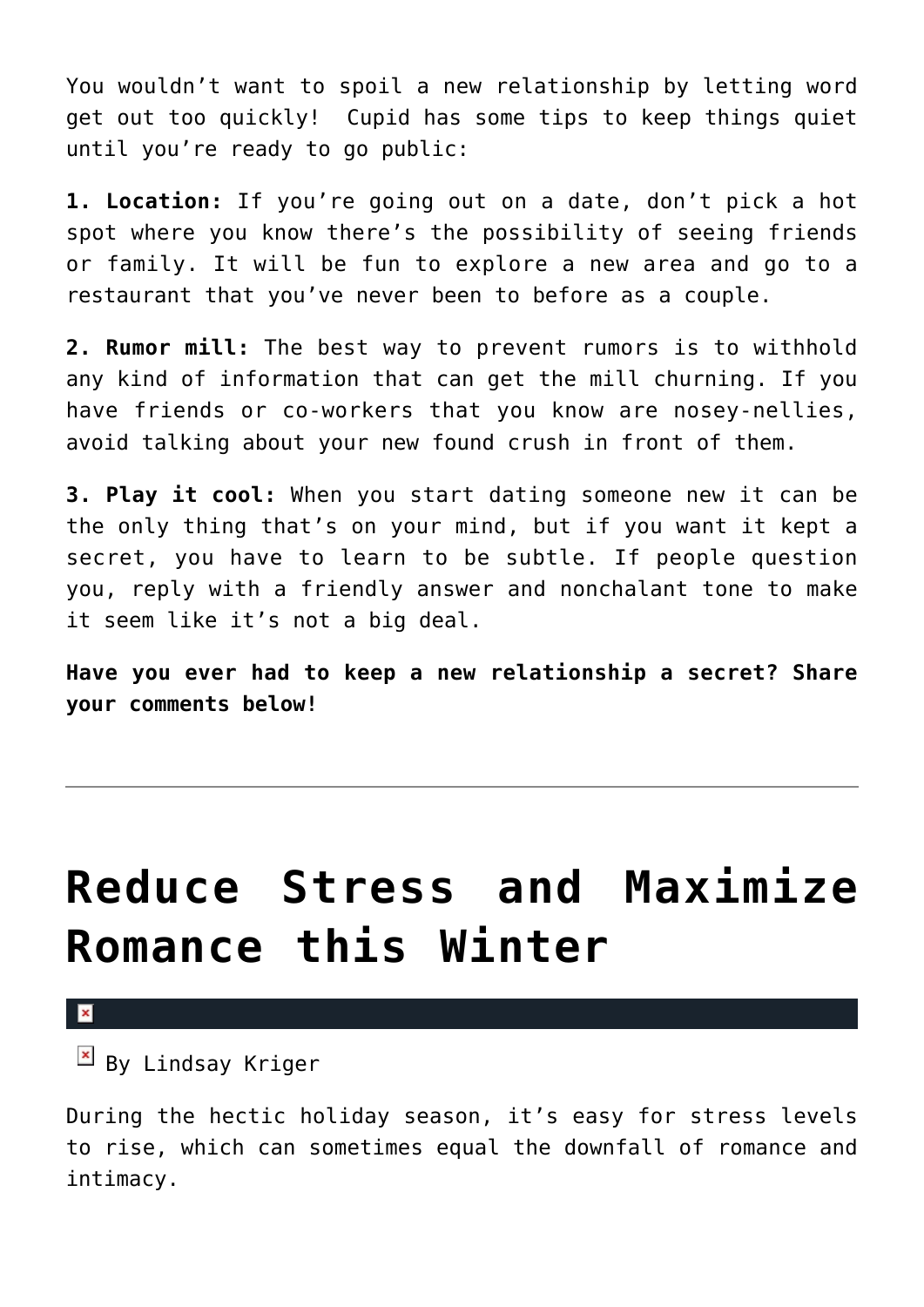You wouldn't want to spoil a new relationship by letting word get out too quickly! Cupid has some tips to keep things quiet until you're ready to go public:

**1. Location:** If you're going out on a date, don't pick a hot spot where you know there's the possibility of seeing friends or family. It will be fun to explore a new area and go to a restaurant that you've never been to before as a couple.

**2. Rumor mill:** The best way to prevent rumors is to withhold any kind of information that can get the mill churning. If you have friends or co-workers that you know are nosey-nellies, avoid talking about your new found crush in front of them.

**3. Play it cool:** When you start dating someone new it can be the only thing that's on your mind, but if you want it kept a secret, you have to learn to be subtle. If people question you, reply with a friendly answer and nonchalant tone to make it seem like it's not a big deal.

**Have you ever had to keep a new relationship a secret? Share your comments below!**

---

# Reduce Stress and Maximize Romance this Winter

By Lindsay Kriger

During the hectic holiday season, it's easy for stress levels to rise, which can sometimes equal the downfall of romance and intimacy.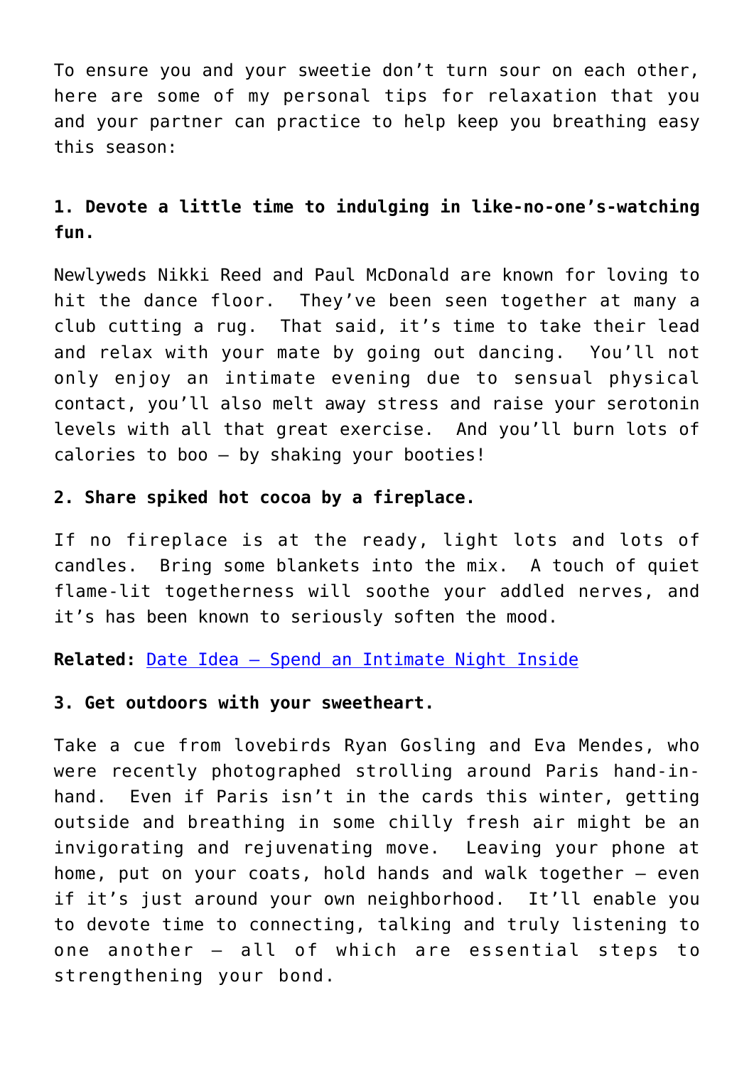To ensure you and your sweetie don't turn sour on each other, here are some of my personal tips for relaxation that you and your partner can practice to help keep you breathing easy this season:

**1. Devote a little time to indulging in like-no-one's-watching fun.**

Newlyweds Nikki Reed and Paul McDonald are known for loving to hit the dance floor. They've been seen together at many a club cutting a rug. That said, it's time to take their lead and relax with your mate by going out dancing. You'll not only enjoy an intimate evening due to sensual physical contact, you'll also melt away stress and raise your serotonin levels with all that great exercise. And you'll burn lots of calories to boo – by shaking your booties!

**2. Share spiked hot cocoa by a fireplace.**

If no fireplace is at the ready, light lots and lots of candles. Bring some blankets into the mix. A touch of quiet flame-lit togetherness will soothe your addled nerves, and it's has been known to seriously soften the mood.

**Related:** Date Idea – Spend an Intimate Night Inside

**3. Get outdoors with your sweetheart.**

Take a cue from lovebirds Ryan Gosling and Eva Mendes, who were recently photographed strolling around Paris hand-in-hand. Even if Paris isn't in the cards this winter, getting outside and breathing in some chilly fresh air might be an invigorating and rejuvenating move. Leaving your phone at home, put on your coats, hold hands and walk together – even if it's just around your own neighborhood. It'll enable you to devote time to connecting, talking and truly listening to one another – all of which are essential steps to strengthening your bond.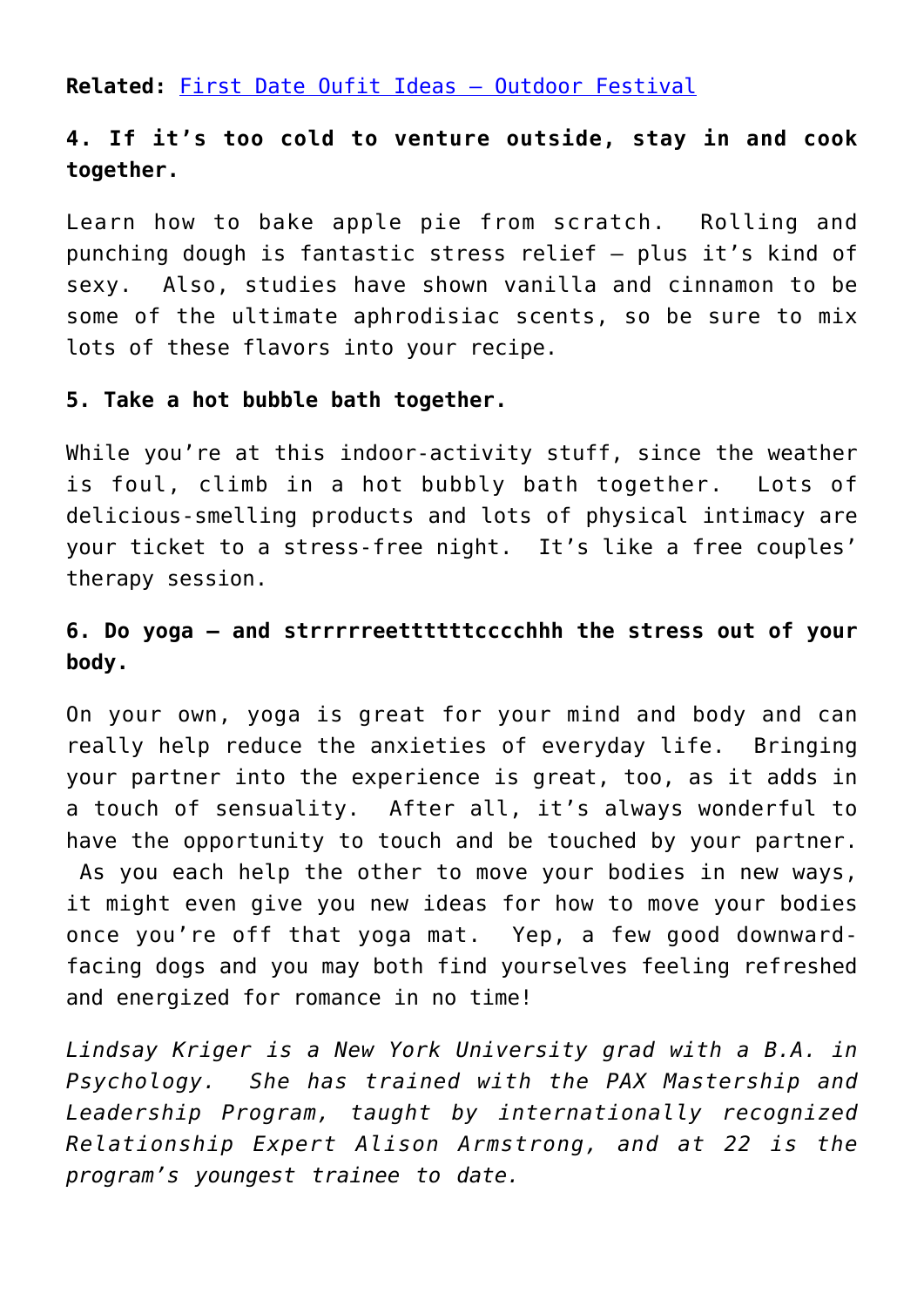**Related:** [First Date Oufit Ideas – Outdoor Festival]()

**4. If it's too cold to venture outside, stay in and cook together.**

Learn how to bake apple pie from scratch. Rolling and punching dough is fantastic stress relief – plus it's kind of sexy. Also, studies have shown vanilla and cinnamon to be some of the ultimate aphrodisiac scents, so be sure to mix lots of these flavors into your recipe.

**5. Take a hot bubble bath together.**

While you're at this indoor-activity stuff, since the weather is foul, climb in a hot bubbly bath together. Lots of delicious-smelling products and lots of physical intimacy are your ticket to a stress-free night. It's like a free couples' therapy session.

**6. Do yoga – and strrrrreettttttccccchhh the stress out of your body.**

On your own, yoga is great for your mind and body and can really help reduce the anxieties of everyday life. Bringing your partner into the experience is great, too, as it adds in a touch of sensuality. After all, it's always wonderful to have the opportunity to touch and be touched by your partner. As you each help the other to move your bodies in new ways, it might even give you new ideas for how to move your bodies once you're off that yoga mat. Yep, a few good downward-facing dogs and you may both find yourselves feeling refreshed and energized for romance in no time!

*Lindsay Kriger is a New York University grad with a B.A. in Psychology. She has trained with the PAX Mastership and Leadership Program, taught by internationally recognized Relationship Expert Alison Armstrong, and at 22 is the program's youngest trainee to date.*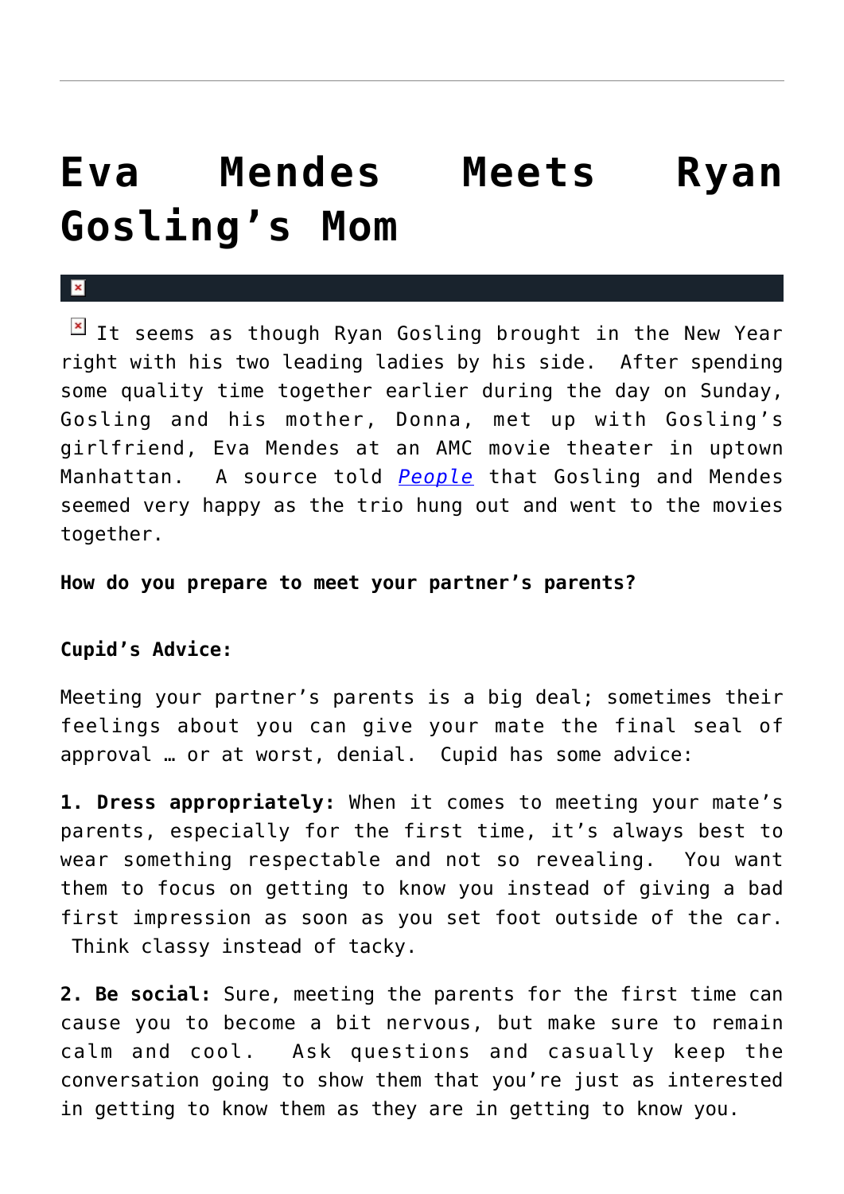# Eva Mendes Meets Ryan Gosling's Mom

It seems as though Ryan Gosling brought in the New Year right with his two leading ladies by his side. After spending some quality time together earlier during the day on Sunday, Gosling and his mother, Donna, met up with Gosling's girlfriend, Eva Mendes at an AMC movie theater in uptown Manhattan. A source told *People* that Gosling and Mendes seemed very happy as the trio hung out and went to the movies together.

**How do you prepare to meet your partner's parents?**

**Cupid's Advice:**

Meeting your partner's parents is a big deal; sometimes their feelings about you can give your mate the final seal of approval … or at worst, denial. Cupid has some advice:

**1. Dress appropriately:** When it comes to meeting your mate's parents, especially for the first time, it's always best to wear something respectable and not so revealing. You want them to focus on getting to know you instead of giving a bad first impression as soon as you set foot outside of the car. Think classy instead of tacky.

**2. Be social:** Sure, meeting the parents for the first time can cause you to become a bit nervous, but make sure to remain calm and cool. Ask questions and casually keep the conversation going to show them that you're just as interested in getting to know them as they are in getting to know you.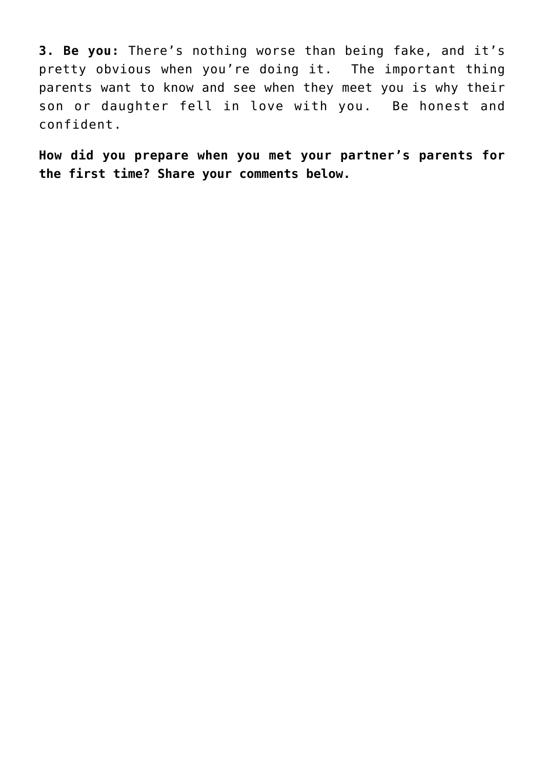**3. Be you:** There's nothing worse than being fake, and it's pretty obvious when you're doing it. The important thing parents want to know and see when they meet you is why their son or daughter fell in love with you. Be honest and confident.

**How did you prepare when you met your partner's parents for the first time? Share your comments below.**